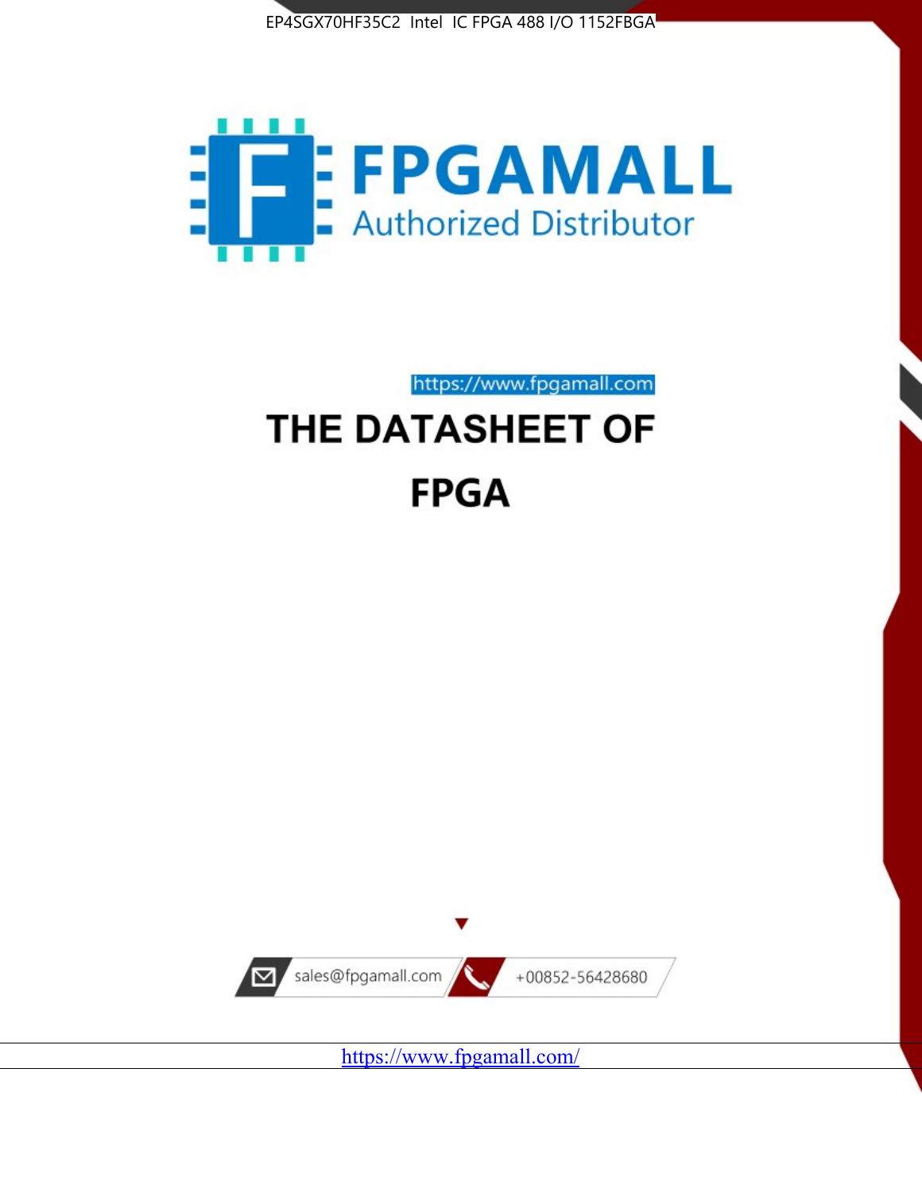EP4SGX70HF35C2 Intel IC FPGA 488 I/O 1152FBGA

FPGAMALL

Authorized Distributor

https://www.fpgamall.com

# THE DATASHEET OF

# FPGA

sales@fpgamall.com

+00852-56428680

https://www.fpgamall.com/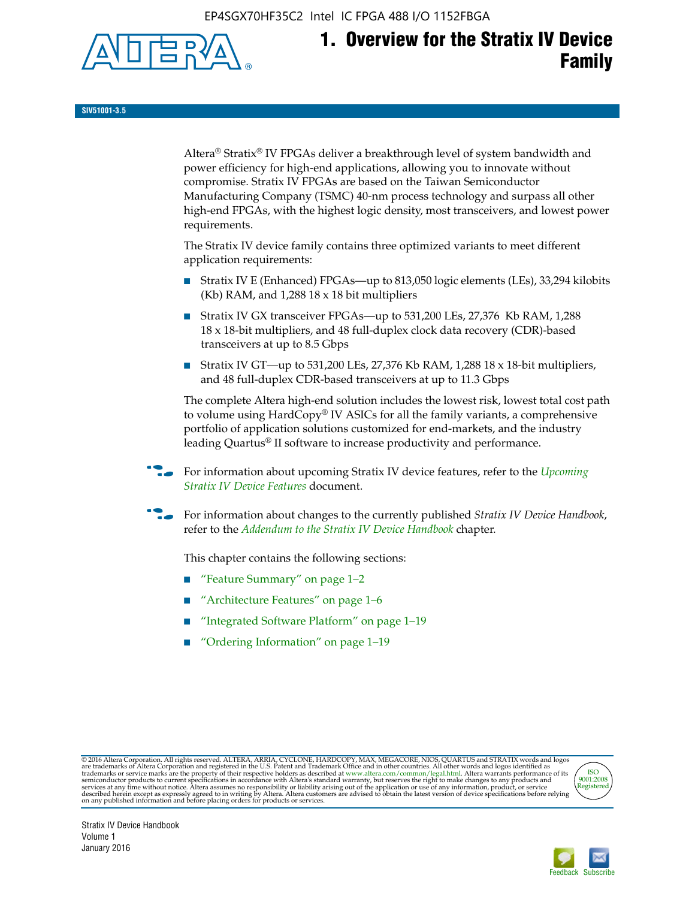# 1. Overview for the Stratix IV Device Family

**SIV51001-3.5**

Altera® Stratix® IV FPGAs deliver a breakthrough level of system bandwidth and power efficiency for high-end applications, allowing you to innovate without compromise. Stratix IV FPGAs are based on the Taiwan Semiconductor Manufacturing Company (TSMC) 40-nm process technology and surpass all other high-end FPGAs, with the highest logic density, most transceivers, and lowest power requirements.

The Stratix IV device family contains three optimized variants to meet different application requirements:

- Stratix IV E (Enhanced) FPGAs—up to 813,050 logic elements (LEs), 33,294 kilobits (Kb) RAM, and 1,288 18 x 18 bit multipliers
- Stratix IV GX transceiver FPGAs—up to 531,200 LEs, 27,376 Kb RAM, 1,288 18 x 18-bit multipliers, and 48 full-duplex clock data recovery (CDR)-based transceivers at up to 8.5 Gbps
- Stratix IV GT—up to 531,200 LEs, 27,376 Kb RAM, 1,288 18 x 18-bit multipliers, and 48 full-duplex CDR-based transceivers at up to 11.3 Gbps

The complete Altera high-end solution includes the lowest risk, lowest total cost path to volume using HardCopy® IV ASICs for all the family variants, a comprehensive portfolio of application solutions customized for end-markets, and the industry leading Quartus® II software to increase productivity and performance.

For information about upcoming Stratix IV device features, refer to the *Upcoming Stratix IV Device Features* document.

For information about changes to the currently published *Stratix IV Device Handbook*, refer to the *Addendum to the Stratix IV Device Handbook* chapter.

This chapter contains the following sections:

- "Feature Summary" on page 1–2
- "Architecture Features" on page 1–6
- "Integrated Software Platform" on page 1–19
- "Ordering Information" on page 1–19

© 2016 Altera Corporation. All rights reserved. ALTERA, ARRIA, CYCLONE, HARDCOPY, MAX, MEGACORE, NIOS, QUARTUS and STRATIX words and logos are trademarks of Altera Corporation and registered in the U.S. Patent and Trademark Office and in other countries. All other words and logos identified as trademarks or service marks are the property of their respective holders as described at www.altera.com/common/legal.html. Altera warrants performance of its semiconductor products to current specifications in accordance with Altera's standard warranty, but reserves the right to make changes to any products and services at any time without notice. Altera assumes no responsibility or liability arising out of the application or use of any information, product, or service described herein except as expressly agreed to in writing by Altera. Altera customers are advised to obtain the latest version of device specifications before relying on any published information and before placing orders for products or services.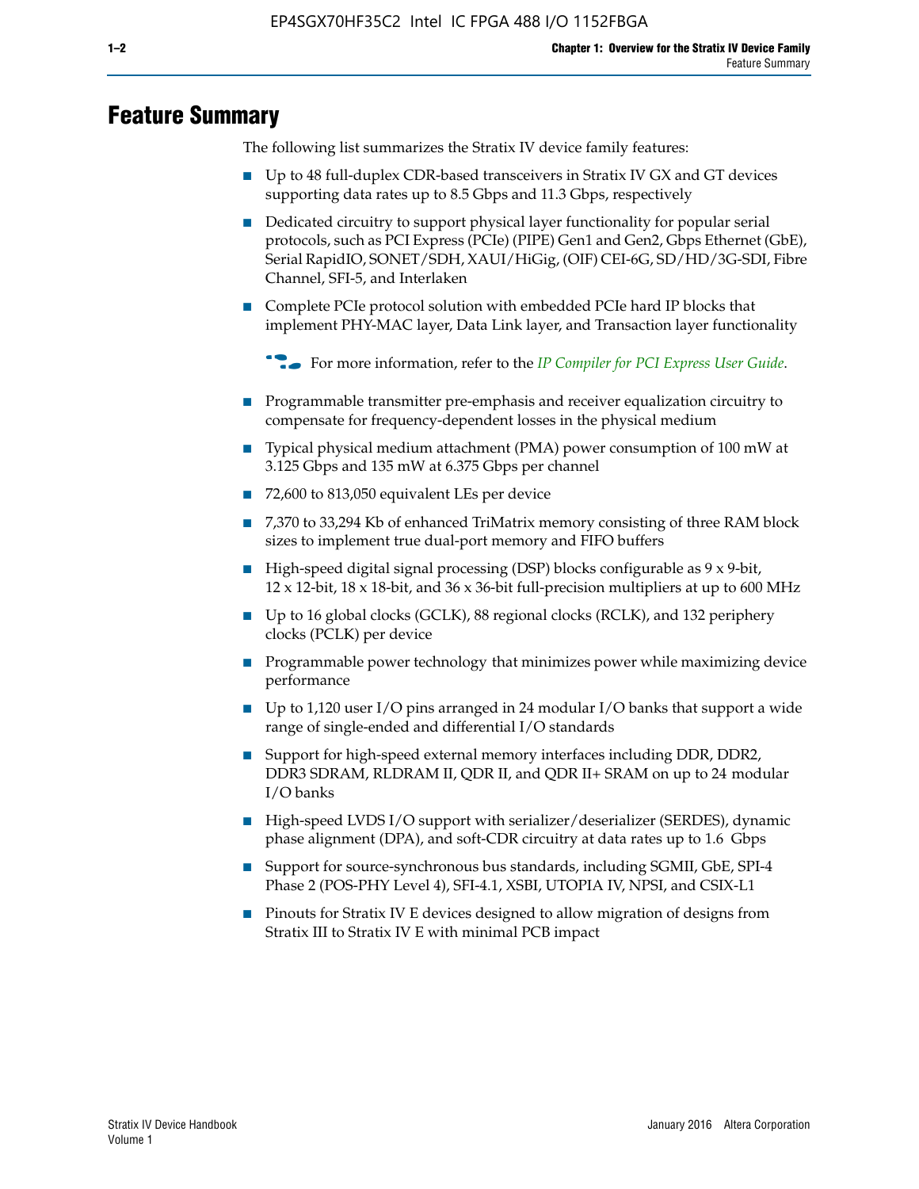# Feature Summary

The following list summarizes the Stratix IV device family features:

- Up to 48 full-duplex CDR-based transceivers in Stratix IV GX and GT devices supporting data rates up to 8.5 Gbps and 11.3 Gbps, respectively
- Dedicated circuitry to support physical layer functionality for popular serial protocols, such as PCI Express (PCIe) (PIPE) Gen1 and Gen2, Gbps Ethernet (GbE), Serial RapidIO, SONET/SDH, XAUI/HiGig, (OIF) CEI-6G, SD/HD/3G-SDI, Fibre Channel, SFI-5, and Interlaken
- Complete PCIe protocol solution with embedded PCIe hard IP blocks that implement PHY-MAC layer, Data Link layer, and Transaction layer functionality

  For more information, refer to the *IP Compiler for PCI Express User Guide*.

- Programmable transmitter pre-emphasis and receiver equalization circuitry to compensate for frequency-dependent losses in the physical medium
- Typical physical medium attachment (PMA) power consumption of 100 mW at 3.125 Gbps and 135 mW at 6.375 Gbps per channel
- 72,600 to 813,050 equivalent LEs per device
- 7,370 to 33,294 Kb of enhanced TriMatrix memory consisting of three RAM block sizes to implement true dual-port memory and FIFO buffers
- High-speed digital signal processing (DSP) blocks configurable as 9 x 9-bit, 12 x 12-bit, 18 x 18-bit, and 36 x 36-bit full-precision multipliers at up to 600 MHz
- Up to 16 global clocks (GCLK), 88 regional clocks (RCLK), and 132 periphery clocks (PCLK) per device
- Programmable power technology that minimizes power while maximizing device performance
- Up to 1,120 user I/O pins arranged in 24 modular I/O banks that support a wide range of single-ended and differential I/O standards
- Support for high-speed external memory interfaces including DDR, DDR2, DDR3 SDRAM, RLDRAM II, QDR II, and QDR II+ SRAM on up to 24 modular I/O banks
- High-speed LVDS I/O support with serializer/deserializer (SERDES), dynamic phase alignment (DPA), and soft-CDR circuitry at data rates up to 1.6 Gbps
- Support for source-synchronous bus standards, including SGMII, GbE, SPI-4 Phase 2 (POS-PHY Level 4), SFI-4.1, XSBI, UTOPIA IV, NPSI, and CSIX-L1
- Pinouts for Stratix IV E devices designed to allow migration of designs from Stratix III to Stratix IV E with minimal PCB impact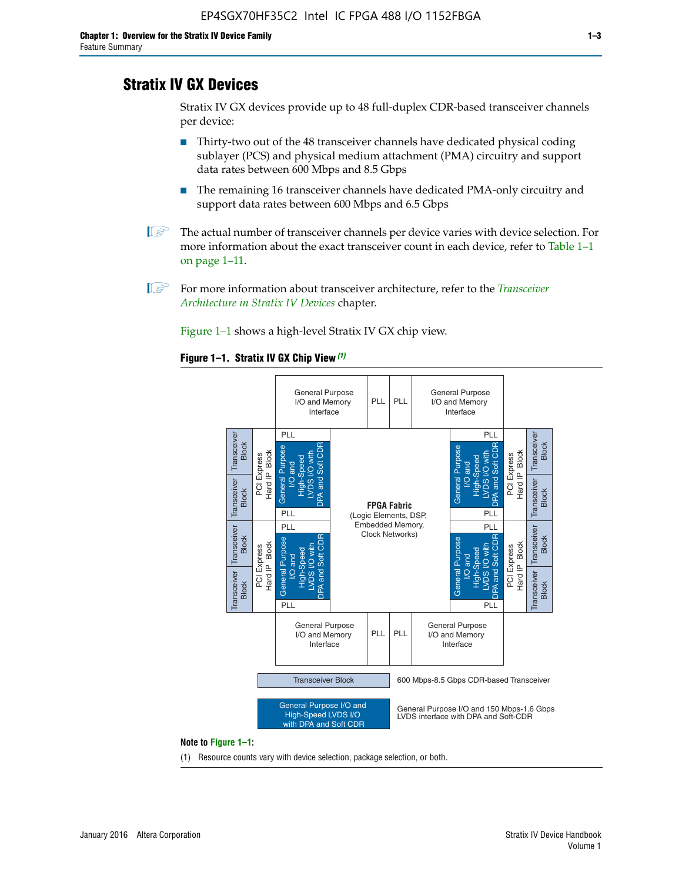## Stratix IV GX Devices

Stratix IV GX devices provide up to 48 full-duplex CDR-based transceiver channels per device:

- Thirty-two out of the 48 transceiver channels have dedicated physical coding sublayer (PCS) and physical medium attachment (PMA) circuitry and support data rates between 600 Mbps and 8.5 Gbps
- The remaining 16 transceiver channels have dedicated PMA-only circuitry and support data rates between 600 Mbps and 6.5 Gbps

The actual number of transceiver channels per device varies with device selection. For more information about the exact transceiver count in each device, refer to Table 1–1 on page 1–11.

For more information about transceiver architecture, refer to the *Transceiver Architecture in Stratix IV Devices* chapter.

Figure 1–1 shows a high-level Stratix IV GX chip view.

**Figure 1–1. Stratix IV GX Chip View** *(1)*

General Purpose I/O and Memory Interface | PLL | PLL | General Purpose I/O and Memory Interface

Transceiver Block | Transceiver Block | PCI Express Hard IP Block | PLL | General Purpose I/O and High-Speed LVDS I/O with DPA and Soft CDR | PLL

Transceiver Block | Transceiver Block | PCI Express Hard IP Block | PLL | General Purpose I/O and High-Speed LVDS I/O with DPA and Soft CDR | PLL

**FPGA Fabric** (Logic Elements, DSP, Embedded Memory, Clock Networks)

General Purpose I/O and Memory Interface | PLL | PLL | General Purpose I/O and Memory Interface

Transceiver Block — 600 Mbps-8.5 Gbps CDR-based Transceiver

General Purpose I/O and High-Speed LVDS I/O with DPA and Soft CDR — General Purpose I/O and 150 Mbps-1.6 Gbps LVDS interface with DPA and Soft-CDR

**Note to Figure 1–1:**

(1) Resource counts vary with device selection, package selection, or both.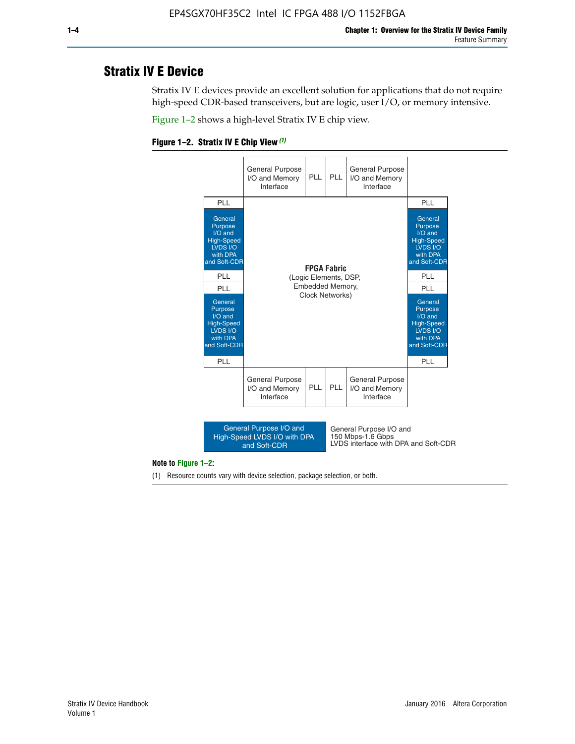## Stratix IV E Device

Stratix IV E devices provide an excellent solution for applications that do not require high-speed CDR-based transceivers, but are logic, user I/O, or memory intensive.

Figure 1–2 shows a high-level Stratix IV E chip view.

**Figure 1–2. Stratix IV E Chip View** *(1)*

General Purpose I/O and Memory Interface | PLL | PLL | General Purpose I/O and Memory Interface

PLL | General Purpose I/O and High-Speed LVDS I/O with DPA and Soft-CDR | PLL | PLL | General Purpose I/O and High-Speed LVDS I/O with DPA and Soft-CDR | PLL

**FPGA Fabric**
(Logic Elements, DSP, Embedded Memory, Clock Networks)

PLL | General Purpose I/O and High-Speed LVDS I/O with DPA and Soft-CDR | PLL | PLL | General Purpose I/O and High-Speed LVDS I/O with DPA and Soft-CDR | PLL

General Purpose I/O and Memory Interface | PLL | PLL | General Purpose I/O and Memory Interface

General Purpose I/O and High-Speed LVDS I/O with DPA and Soft-CDR: General Purpose I/O and 150 Mbps-1.6 Gbps LVDS interface with DPA and Soft-CDR

**Note to Figure 1–2:**

(1) Resource counts vary with device selection, package selection, or both.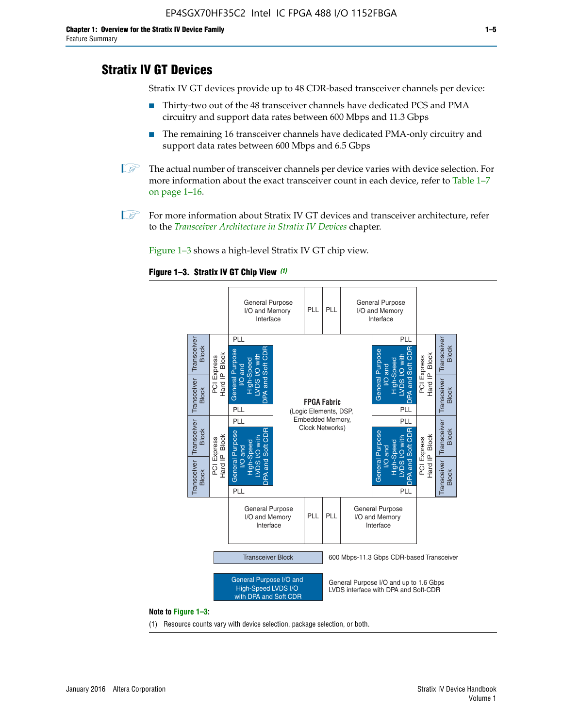## Stratix IV GT Devices

Stratix IV GT devices provide up to 48 CDR-based transceiver channels per device:

- Thirty-two out of the 48 transceiver channels have dedicated PCS and PMA circuitry and support data rates between 600 Mbps and 11.3 Gbps
- The remaining 16 transceiver channels have dedicated PMA-only circuitry and support data rates between 600 Mbps and 6.5 Gbps

The actual number of transceiver channels per device varies with device selection. For more information about the exact transceiver count in each device, refer to Table 1–7 on page 1–16.

For more information about Stratix IV GT devices and transceiver architecture, refer to the *Transceiver Architecture in Stratix IV Devices* chapter.

Figure 1–3 shows a high-level Stratix IV GT chip view.

**Figure 1–3. Stratix IV GT Chip View** *(1)*

General Purpose I/O and Memory Interface | PLL | PLL | General Purpose I/O and Memory Interface

Transceiver Block | Transceiver Block | PCI Express Hard IP Block | PLL | General Purpose I/O and High-Speed LVDS I/O with DPA and Soft CDR | PLL

**FPGA Fabric** (Logic Elements, DSP, Embedded Memory, Clock Networks)

Transceiver Block — 600 Mbps-11.3 Gbps CDR-based Transceiver

General Purpose I/O and High-Speed LVDS I/O with DPA and Soft CDR — General Purpose I/O and up to 1.6 Gbps LVDS interface with DPA and Soft-CDR

**Note to Figure 1–3:**

(1) Resource counts vary with device selection, package selection, or both.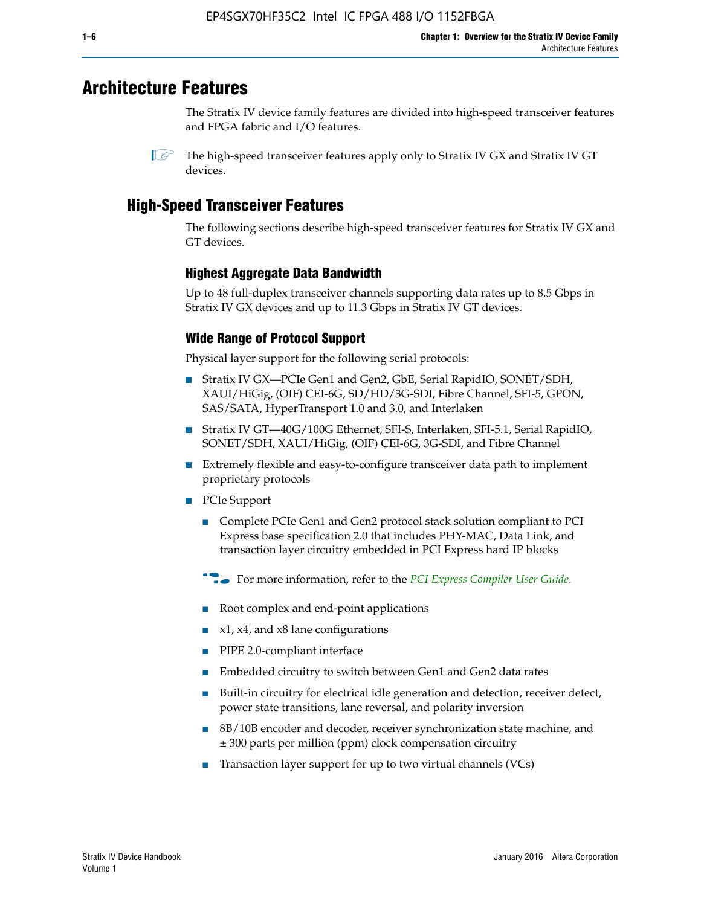# Architecture Features

The Stratix IV device family features are divided into high-speed transceiver features and FPGA fabric and I/O features.

The high-speed transceiver features apply only to Stratix IV GX and Stratix IV GT devices.

## High-Speed Transceiver Features

The following sections describe high-speed transceiver features for Stratix IV GX and GT devices.

### Highest Aggregate Data Bandwidth

Up to 48 full-duplex transceiver channels supporting data rates up to 8.5 Gbps in Stratix IV GX devices and up to 11.3 Gbps in Stratix IV GT devices.

### Wide Range of Protocol Support

Physical layer support for the following serial protocols:

- Stratix IV GX—PCIe Gen1 and Gen2, GbE, Serial RapidIO, SONET/SDH, XAUI/HiGig, (OIF) CEI-6G, SD/HD/3G-SDI, Fibre Channel, SFI-5, GPON, SAS/SATA, HyperTransport 1.0 and 3.0, and Interlaken
- Stratix IV GT—40G/100G Ethernet, SFI-S, Interlaken, SFI-5.1, Serial RapidIO, SONET/SDH, XAUI/HiGig, (OIF) CEI-6G, 3G-SDI, and Fibre Channel
- Extremely flexible and easy-to-configure transceiver data path to implement proprietary protocols
- PCIe Support
  - Complete PCIe Gen1 and Gen2 protocol stack solution compliant to PCI Express base specification 2.0 that includes PHY-MAC, Data Link, and transaction layer circuitry embedded in PCI Express hard IP blocks

  For more information, refer to the *PCI Express Compiler User Guide*.

  - Root complex and end-point applications
  - x1, x4, and x8 lane configurations
  - PIPE 2.0-compliant interface
  - Embedded circuitry to switch between Gen1 and Gen2 data rates
  - Built-in circuitry for electrical idle generation and detection, receiver detect, power state transitions, lane reversal, and polarity inversion
  - 8B/10B encoder and decoder, receiver synchronization state machine, and ± 300 parts per million (ppm) clock compensation circuitry
  - Transaction layer support for up to two virtual channels (VCs)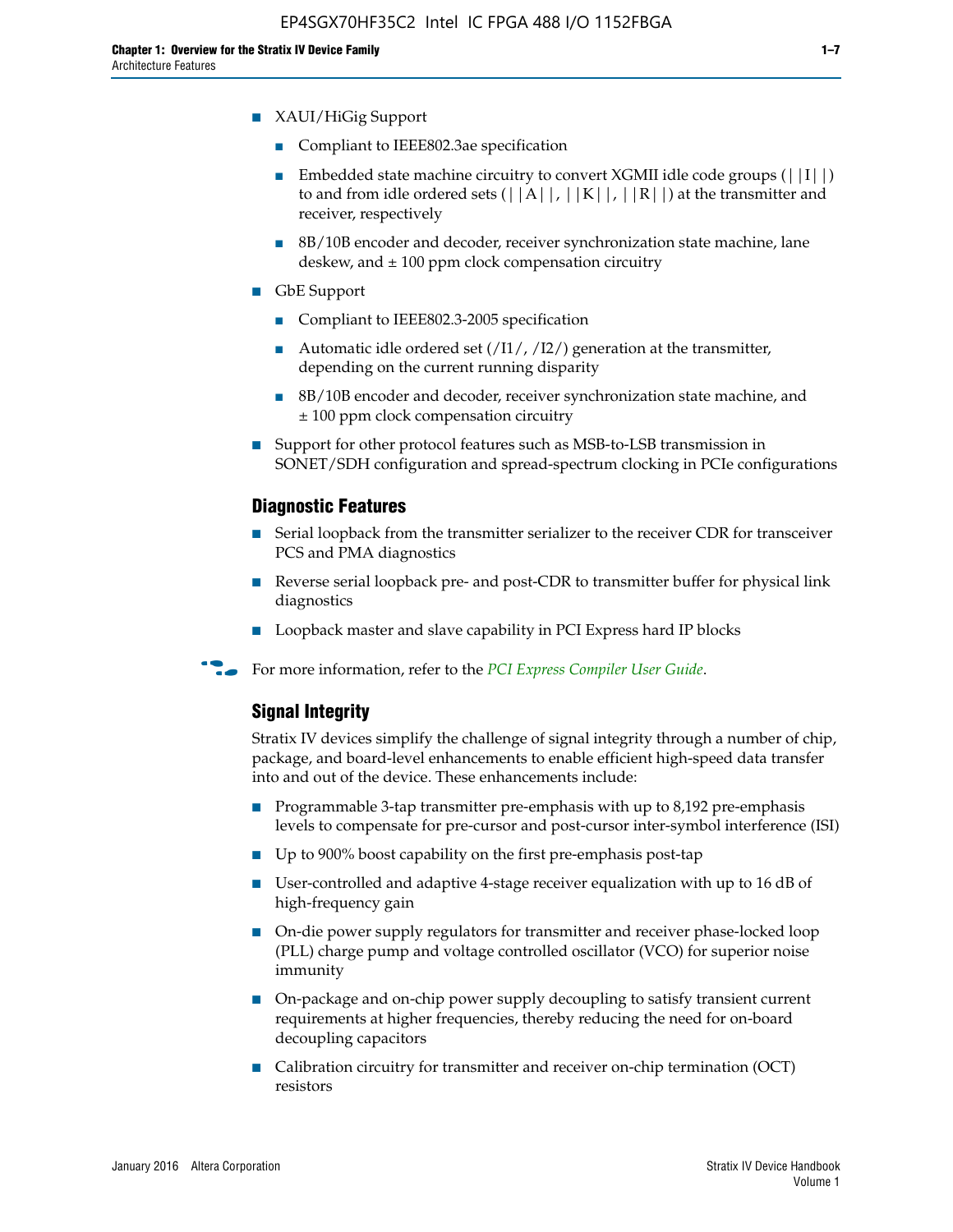- XAUI/HiGig Support
  - Compliant to IEEE802.3ae specification
  - Embedded state machine circuitry to convert XGMII idle code groups (||I||) to and from idle ordered sets (||A||, ||K||, ||R||) at the transmitter and receiver, respectively
  - 8B/10B encoder and decoder, receiver synchronization state machine, lane deskew, and ± 100 ppm clock compensation circuitry
- GbE Support
  - Compliant to IEEE802.3-2005 specification
  - Automatic idle ordered set (/I1/, /I2/) generation at the transmitter, depending on the current running disparity
  - 8B/10B encoder and decoder, receiver synchronization state machine, and ± 100 ppm clock compensation circuitry
- Support for other protocol features such as MSB-to-LSB transmission in SONET/SDH configuration and spread-spectrum clocking in PCIe configurations

## Diagnostic Features

- Serial loopback from the transmitter serializer to the receiver CDR for transceiver PCS and PMA diagnostics
- Reverse serial loopback pre- and post-CDR to transmitter buffer for physical link diagnostics
- Loopback master and slave capability in PCI Express hard IP blocks

For more information, refer to the *PCI Express Compiler User Guide*.

## Signal Integrity

Stratix IV devices simplify the challenge of signal integrity through a number of chip, package, and board-level enhancements to enable efficient high-speed data transfer into and out of the device. These enhancements include:

- Programmable 3-tap transmitter pre-emphasis with up to 8,192 pre-emphasis levels to compensate for pre-cursor and post-cursor inter-symbol interference (ISI)
- Up to 900% boost capability on the first pre-emphasis post-tap
- User-controlled and adaptive 4-stage receiver equalization with up to 16 dB of high-frequency gain
- On-die power supply regulators for transmitter and receiver phase-locked loop (PLL) charge pump and voltage controlled oscillator (VCO) for superior noise immunity
- On-package and on-chip power supply decoupling to satisfy transient current requirements at higher frequencies, thereby reducing the need for on-board decoupling capacitors
- Calibration circuitry for transmitter and receiver on-chip termination (OCT) resistors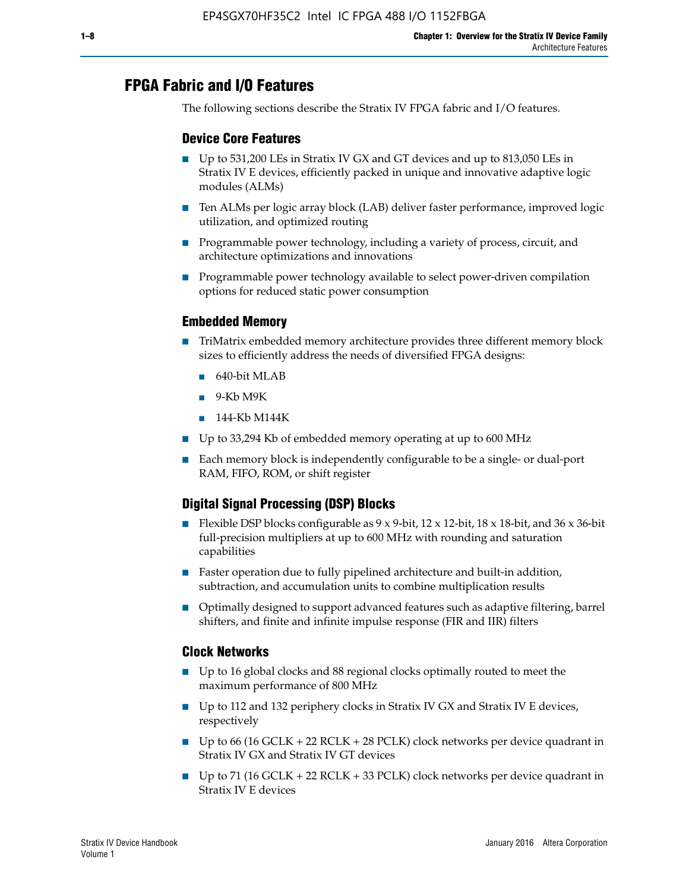## FPGA Fabric and I/O Features

The following sections describe the Stratix IV FPGA fabric and I/O features.

### Device Core Features

- Up to 531,200 LEs in Stratix IV GX and GT devices and up to 813,050 LEs in Stratix IV E devices, efficiently packed in unique and innovative adaptive logic modules (ALMs)
- Ten ALMs per logic array block (LAB) deliver faster performance, improved logic utilization, and optimized routing
- Programmable power technology, including a variety of process, circuit, and architecture optimizations and innovations
- Programmable power technology available to select power-driven compilation options for reduced static power consumption

### Embedded Memory

- TriMatrix embedded memory architecture provides three different memory block sizes to efficiently address the needs of diversified FPGA designs:
  - 640-bit MLAB
  - 9-Kb M9K
  - 144-Kb M144K
- Up to 33,294 Kb of embedded memory operating at up to 600 MHz
- Each memory block is independently configurable to be a single- or dual-port RAM, FIFO, ROM, or shift register

### Digital Signal Processing (DSP) Blocks

- Flexible DSP blocks configurable as 9 x 9-bit, 12 x 12-bit, 18 x 18-bit, and 36 x 36-bit full-precision multipliers at up to 600 MHz with rounding and saturation capabilities
- Faster operation due to fully pipelined architecture and built-in addition, subtraction, and accumulation units to combine multiplication results
- Optimally designed to support advanced features such as adaptive filtering, barrel shifters, and finite and infinite impulse response (FIR and IIR) filters

### Clock Networks

- Up to 16 global clocks and 88 regional clocks optimally routed to meet the maximum performance of 800 MHz
- Up to 112 and 132 periphery clocks in Stratix IV GX and Stratix IV E devices, respectively
- Up to 66 (16 GCLK + 22 RCLK + 28 PCLK) clock networks per device quadrant in Stratix IV GX and Stratix IV GT devices
- Up to 71 (16 GCLK + 22 RCLK + 33 PCLK) clock networks per device quadrant in Stratix IV E devices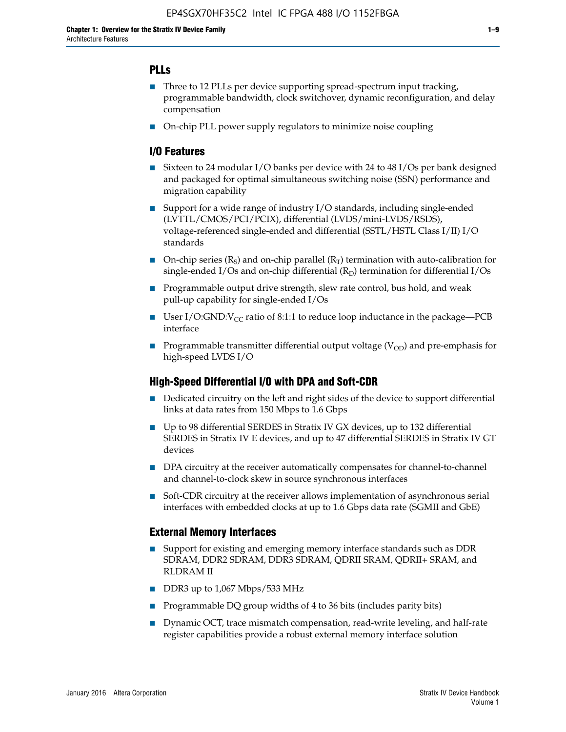## PLLs

- Three to 12 PLLs per device supporting spread-spectrum input tracking, programmable bandwidth, clock switchover, dynamic reconfiguration, and delay compensation
- On-chip PLL power supply regulators to minimize noise coupling

## I/O Features

- Sixteen to 24 modular I/O banks per device with 24 to 48 I/Os per bank designed and packaged for optimal simultaneous switching noise (SSN) performance and migration capability
- Support for a wide range of industry I/O standards, including single-ended (LVTTL/CMOS/PCI/PCIX), differential (LVDS/mini-LVDS/RSDS), voltage-referenced single-ended and differential (SSTL/HSTL Class I/II) I/O standards
- On-chip series ($R_S$) and on-chip parallel ($R_T$) termination with auto-calibration for single-ended I/Os and on-chip differential ($R_D$) termination for differential I/Os
- Programmable output drive strength, slew rate control, bus hold, and weak pull-up capability for single-ended I/Os
- User I/O:GND:$V_{CC}$ ratio of 8:1:1 to reduce loop inductance in the package—PCB interface
- Programmable transmitter differential output voltage ($V_{OD}$) and pre-emphasis for high-speed LVDS I/O

## High-Speed Differential I/O with DPA and Soft-CDR

- Dedicated circuitry on the left and right sides of the device to support differential links at data rates from 150 Mbps to 1.6 Gbps
- Up to 98 differential SERDES in Stratix IV GX devices, up to 132 differential SERDES in Stratix IV E devices, and up to 47 differential SERDES in Stratix IV GT devices
- DPA circuitry at the receiver automatically compensates for channel-to-channel and channel-to-clock skew in source synchronous interfaces
- Soft-CDR circuitry at the receiver allows implementation of asynchronous serial interfaces with embedded clocks at up to 1.6 Gbps data rate (SGMII and GbE)

## External Memory Interfaces

- Support for existing and emerging memory interface standards such as DDR SDRAM, DDR2 SDRAM, DDR3 SDRAM, QDRII SRAM, QDRII+ SRAM, and RLDRAM II
- DDR3 up to 1,067 Mbps/533 MHz
- Programmable DQ group widths of 4 to 36 bits (includes parity bits)
- Dynamic OCT, trace mismatch compensation, read-write leveling, and half-rate register capabilities provide a robust external memory interface solution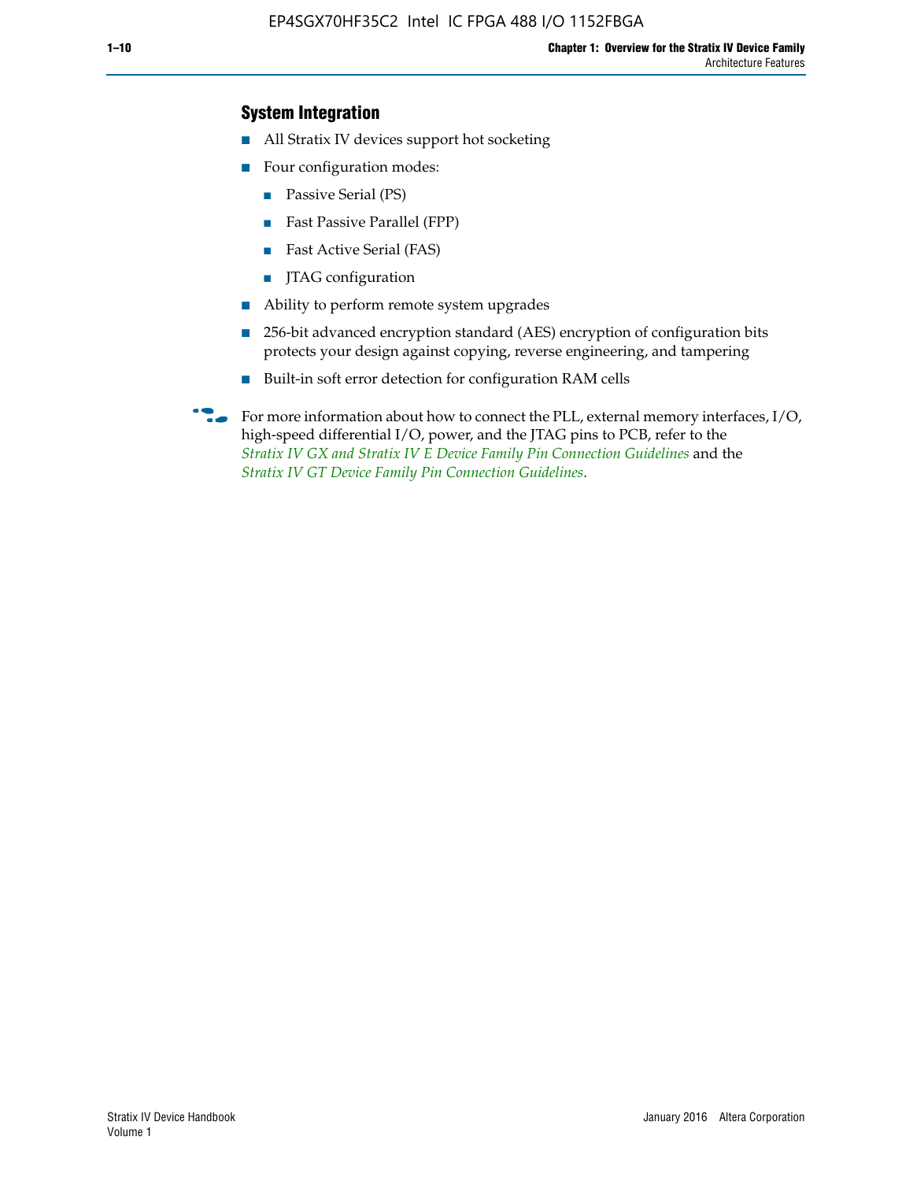### System Integration

- All Stratix IV devices support hot socketing
- Four configuration modes:
  - Passive Serial (PS)
  - Fast Passive Parallel (FPP)
  - Fast Active Serial (FAS)
  - JTAG configuration
- Ability to perform remote system upgrades
- 256-bit advanced encryption standard (AES) encryption of configuration bits protects your design against copying, reverse engineering, and tampering
- Built-in soft error detection for configuration RAM cells

For more information about how to connect the PLL, external memory interfaces, I/O, high-speed differential I/O, power, and the JTAG pins to PCB, refer to the *Stratix IV GX and Stratix IV E Device Family Pin Connection Guidelines* and the *Stratix IV GT Device Family Pin Connection Guidelines*.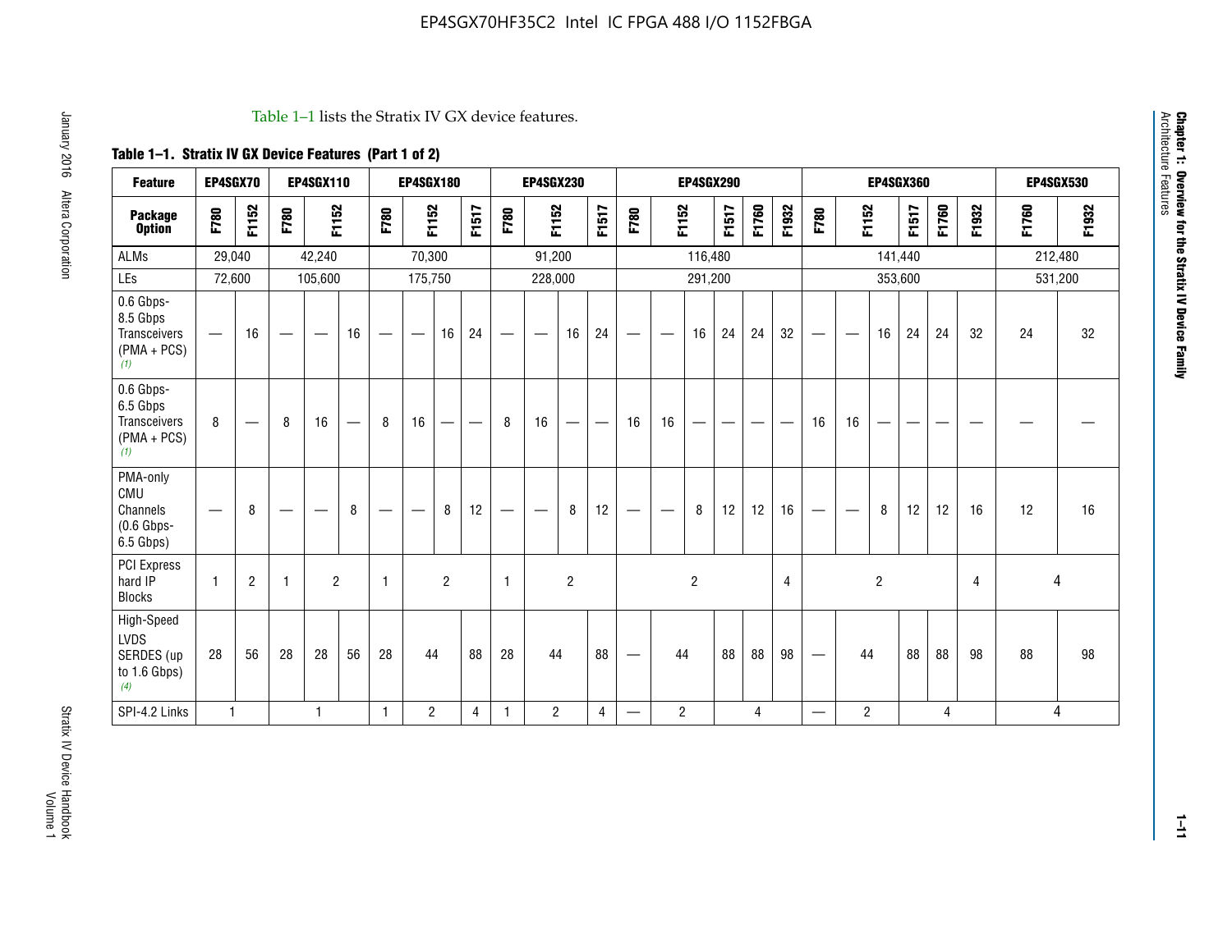Table 1–1 lists the Stratix IV GX device features.

**Table 1–1. Stratix IV GX Device Features (Part 1 of 2)**

| Feature | EP4SGX70 | | EP4SGX110 | | | EP4SGX180 | | | | EP4SGX230 | | | | EP4SGX290 | | | | | | EP4SGX360 | | | | | | EP4SGX530 | |
|---|---|---|---|---|---|---|---|---|---|---|---|---|---|---|---|---|---|---|---|---|---|---|---|---|---|---|---|
| **Package Option** | F780 | F1152 | F780 | F1152 | | F780 | F1152 | | F1517 | F780 | F1152 | | F1517 | F780 | F1152 | | F1517 | F1760 | F1932 | F780 | F1152 | | F1517 | F1760 | F1932 | F1760 | F1932 |
| ALMs | 29,040 | | 42,240 | | | 70,300 | | | | 91,200 | | | | 116,480 | | | | | | 141,440 | | | | | | 212,480 | |
| LEs | 72,600 | | 105,600 | | | 175,750 | | | | 228,000 | | | | 291,200 | | | | | | 353,600 | | | | | | 531,200 | |
| 0.6 Gbps-8.5 Gbps Transceivers (PMA + PCS) *(1)* | — | 16 | — | — | 16 | — | — | 16 | 24 | — | — | 16 | 24 | — | — | 16 | 24 | 24 | 32 | — | — | 16 | 24 | 24 | 32 | 24 | 32 |
| 0.6 Gbps-6.5 Gbps Transceivers (PMA + PCS) *(1)* | 8 | — | 8 | 16 | — | 8 | 16 | — | — | 8 | 16 | — | — | 16 | 16 | — | — | — | — | 16 | 16 | — | — | — | — | — | — |
| PMA-only CMU Channels (0.6 Gbps-6.5 Gbps) | — | 8 | — | — | 8 | — | — | 8 | 12 | — | — | 8 | 12 | — | — | 8 | 12 | 12 | 16 | — | — | 8 | 12 | 12 | 16 | 12 | 16 |
| PCI Express hard IP Blocks | 1 | 2 | 1 | 2 | | 1 | 2 | | | 1 | 2 | | | 2 | | | | | 4 | 2 | | | | | 4 | 4 | |
| High-Speed LVDS SERDES (up to 1.6 Gbps) *(4)* | 28 | 56 | 28 | 28 | 56 | 28 | 44 | | 88 | 28 | 44 | | 88 | — | 44 | | 88 | 88 | 98 | — | 44 | | 88 | 88 | 98 | 88 | 98 |
| SPI-4.2 Links | 1 | | 1 | | | 1 | 2 | | 4 | 1 | 2 | | 4 | — | 2 | | 4 | | | — | 2 | | 4 | | | 4 | |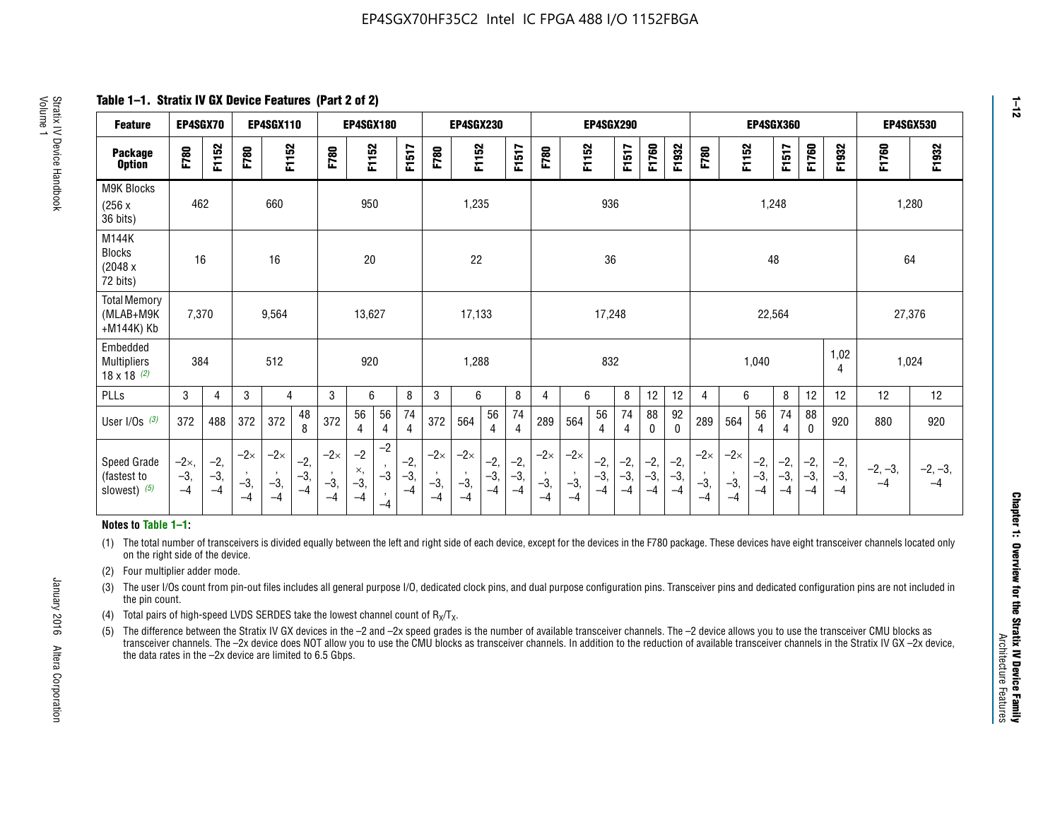**Table 1–1. Stratix IV GX Device Features (Part 2 of 2)**

| Feature | EP4SGX70 | | EP4SGX110 | | | EP4SGX180 | | | | EP4SGX230 | | | | EP4SGX290 | | | | | | EP4SGX360 | | | | | | EP4SGX530 | |
|---|---|---|---|---|---|---|---|---|---|---|---|---|---|---|---|---|---|---|---|---|---|---|---|---|---|---|---|
| Package Option | F780 | F1152 | F780 | F1152 | | F780 | F1152 | | F1517 | F780 | F1152 | | F1517 | F780 | F1152 | | F1517 | F1760 | F1932 | F780 | F1152 | | F1517 | F1760 | F1932 | F1760 | F1932 |
| M9K Blocks (256 x 36 bits) | 462 | | 660 | | | 950 | | | | 1,235 | | | | 936 | | | | | | 1,248 | | | | | | 1,280 | |
| M144K Blocks (2048 x 72 bits) | 16 | | 16 | | | 20 | | | | 22 | | | | 36 | | | | | | 48 | | | | | | 64 | |
| Total Memory (MLAB+M9K +M144K) Kb | 7,370 | | 9,564 | | | 13,627 | | | | 17,133 | | | | 17,248 | | | | | | 22,564 | | | | | | 27,376 | |
| Embedded Multipliers 18 x 18 (2) | 384 | | 512 | | | 920 | | | | 1,288 | | | | 832 | | | | | | 1,040 | | | | | 1,024 | 1,024 | |
| PLLs | 3 | 4 | 3 | 4 | | 3 | 6 | | 8 | 3 | 6 | | 8 | 4 | 6 | | 8 | 12 | 12 | 4 | 6 | | 8 | 12 | 12 | 12 | 12 |
| User I/Os (3) | 372 | 488 | 372 | 372 | 488 | 372 | 564 | 564 | 744 | 372 | 564 | 564 | 744 | 289 | 564 | 564 | 744 | 880 | 920 | 289 | 564 | 564 | 744 | 880 | 920 | 880 | 920 |
| Speed Grade (fastest to slowest) (5) | −2×, −3, −4 | −2, −3, −4 | −2×, −3, −4 | −2×, −3, −4 | −2, −3, −4 | −2×, −3, −4 | −2×, −3, −4 | −2, −3, −4 | −2, −3, −4 | −2×, −3, −4 | −2×, −3, −4 | −2, −3, −4 | −2, −3, −4 | −2×, −3, −4 | −2×, −3, −4 | −2, −3, −4 | −2, −3, −4 | −2, −3, −4 | −2, −3, −4 | −2×, −3, −4 | −2×, −3, −4 | −2, −3, −4 | −2, −3, −4 | −2, −3, −4 | −2, −3, −4 | −2, −3, −4 | −2, −3, −4 |

**Notes to Table 1–1:**

(1) The total number of transceivers is divided equally between the left and right side of each device, except for the devices in the F780 package. These devices have eight transceiver channels located only on the right side of the device.

(2) Four multiplier adder mode.

(3) The user I/Os count from pin-out files includes all general purpose I/O, dedicated clock pins, and dual purpose configuration pins. Transceiver pins and dedicated configuration pins are not included in the pin count.

(4) Total pairs of high-speed LVDS SERDES take the lowest channel count of $R_X/T_X$.

(5) The difference between the Stratix IV GX devices in the –2 and –2x speed grades is the number of available transceiver channels. The –2 device allows you to use the transceiver CMU blocks as transceiver channels. The –2x device does NOT allow you to use the CMU blocks as transceiver channels. In addition to the reduction of available transceiver channels in the Stratix IV GX –2x device, the data rates in the –2x device are limited to 6.5 Gbps.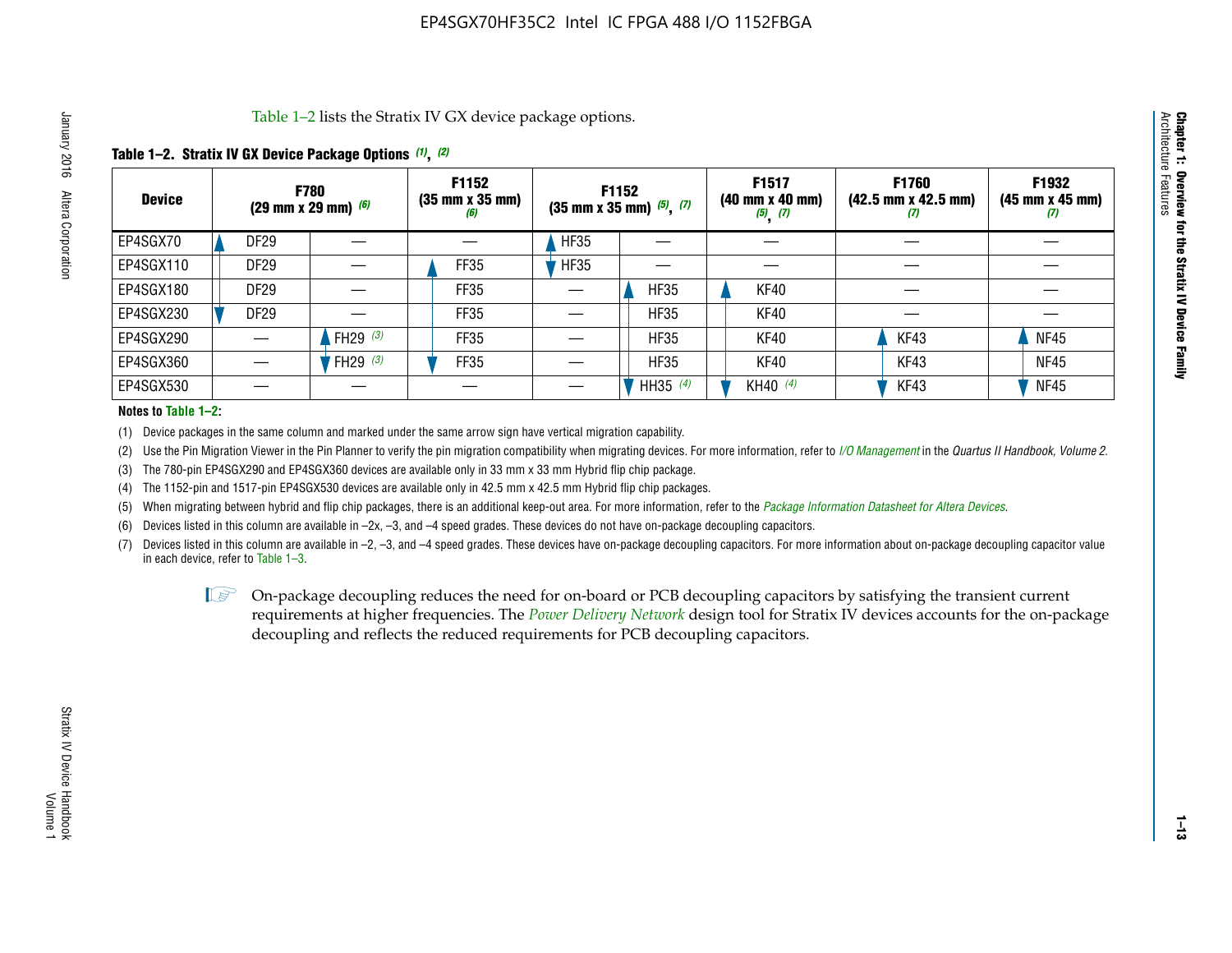Table 1–2 lists the Stratix IV GX device package options.

**Table 1–2. Stratix IV GX Device Package Options (1), (2)**

| Device | F780 (29 mm x 29 mm) (6) | | F1152 (35 mm x 35 mm) (6) | F1152 (35 mm x 35 mm) (5), (7) | | F1517 (40 mm x 40 mm) (5), (7) | F1760 (42.5 mm x 42.5 mm) (7) | F1932 (45 mm x 45 mm) (7) |
|---|---|---|---|---|---|---|---|---|
| EP4SGX70 | DF29 | — | — | HF35 | — | — | — | — |
| EP4SGX110 | DF29 | — | FF35 | HF35 | — | — | — | — |
| EP4SGX180 | DF29 | — | FF35 | — | HF35 | KF40 | — | — |
| EP4SGX230 | DF29 | — | FF35 | — | HF35 | KF40 | — | — |
| EP4SGX290 | — | FH29 (3) | FF35 | — | HF35 | KF40 | KF43 | NF45 |
| EP4SGX360 | — | FH29 (3) | FF35 | — | HF35 | KF40 | KF43 | NF45 |
| EP4SGX530 | — | — | — | — | HH35 (4) | KH40 (4) | KF43 | NF45 |

**Notes to Table 1–2:**

(1) Device packages in the same column and marked under the same arrow sign have vertical migration capability.

(2) Use the Pin Migration Viewer in the Pin Planner to verify the pin migration compatibility when migrating devices. For more information, refer to *I/O Management* in the *Quartus II Handbook, Volume 2*.

(3) The 780-pin EP4SGX290 and EP4SGX360 devices are available only in 33 mm x 33 mm Hybrid flip chip package.

(4) The 1152-pin and 1517-pin EP4SGX530 devices are available only in 42.5 mm x 42.5 mm Hybrid flip chip packages.

(5) When migrating between hybrid and flip chip packages, there is an additional keep-out area. For more information, refer to the *Package Information Datasheet for Altera Devices*.

(6) Devices listed in this column are available in –2x, –3, and –4 speed grades. These devices do not have on-package decoupling capacitors.

(7) Devices listed in this column are available in –2, –3, and –4 speed grades. These devices have on-package decoupling capacitors. For more information about on-package decoupling capacitor value in each device, refer to Table 1–3.

On-package decoupling reduces the need for on-board or PCB decoupling capacitors by satisfying the transient current requirements at higher frequencies. The *Power Delivery Network* design tool for Stratix IV devices accounts for the on-package decoupling and reflects the reduced requirements for PCB decoupling capacitors.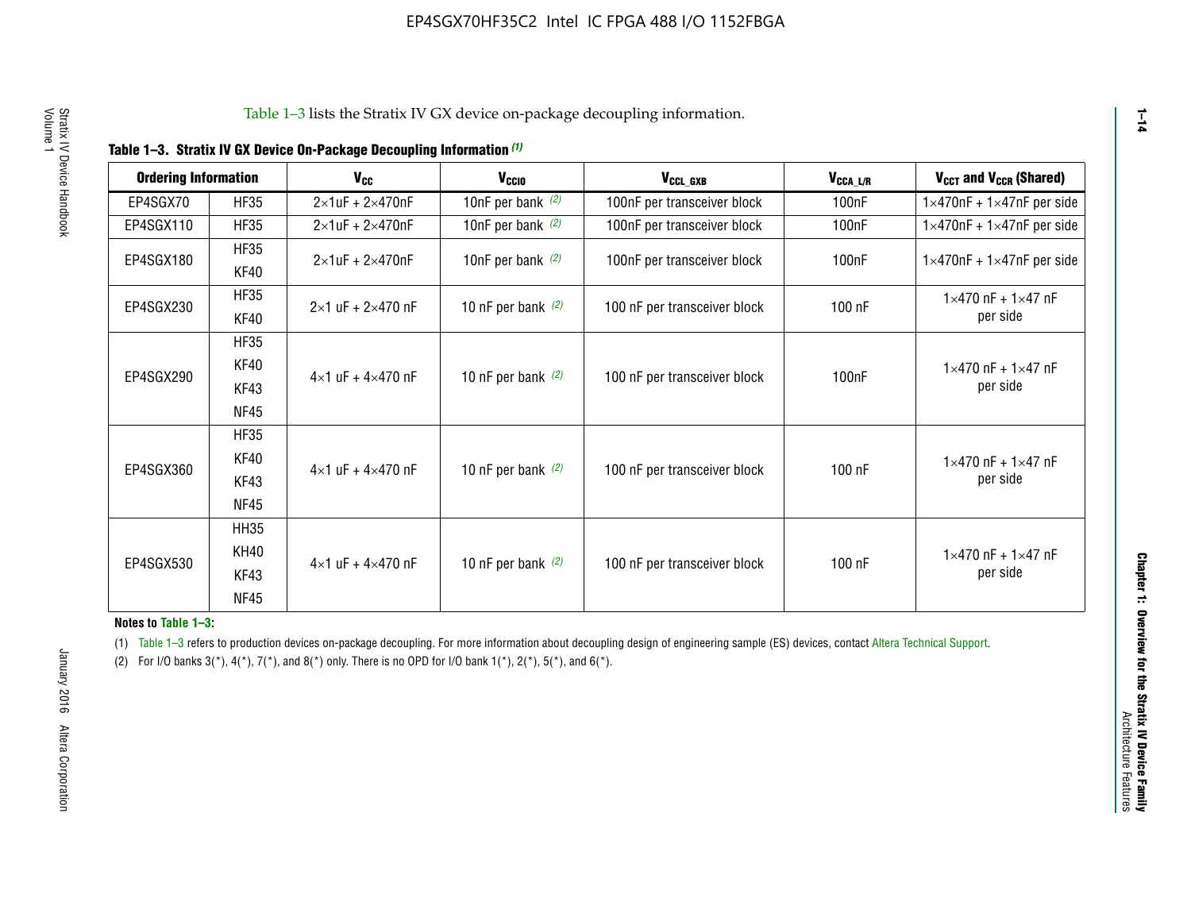Table 1–3 lists the Stratix IV GX device on-package decoupling information.

**Table 1–3. Stratix IV GX Device On-Package Decoupling Information (1)**

| Ordering Information | | $V_{CC}$ | $V_{CCIO}$ | $V_{CCL\_GXB}$ | $V_{CCA\_L/R}$ | $V_{CCT}$ and $V_{CCR}$ (Shared) |
|---|---|---|---|---|---|---|
| EP4SGX70 | HF35 | 2×1uF + 2×470nF | 10nF per bank (2) | 100nF per transceiver block | 100nF | 1×470nF + 1×47nF per side |
| EP4SGX110 | HF35 | 2×1uF + 2×470nF | 10nF per bank (2) | 100nF per transceiver block | 100nF | 1×470nF + 1×47nF per side |
| EP4SGX180 | HF35<br>KF40 | 2×1uF + 2×470nF | 10nF per bank (2) | 100nF per transceiver block | 100nF | 1×470nF + 1×47nF per side |
| EP4SGX230 | HF35<br>KF40 | 2×1 uF + 2×470 nF | 10 nF per bank (2) | 100 nF per transceiver block | 100 nF | 1×470 nF + 1×47 nF per side |
| EP4SGX290 | HF35<br>KF40<br>KF43<br>NF45 | 4×1 uF + 4×470 nF | 10 nF per bank (2) | 100 nF per transceiver block | 100nF | 1×470 nF + 1×47 nF per side |
| EP4SGX360 | HF35<br>KF40<br>KF43<br>NF45 | 4×1 uF + 4×470 nF | 10 nF per bank (2) | 100 nF per transceiver block | 100 nF | 1×470 nF + 1×47 nF per side |
| EP4SGX530 | HH35<br>KH40<br>KF43<br>NF45 | 4×1 uF + 4×470 nF | 10 nF per bank (2) | 100 nF per transceiver block | 100 nF | 1×470 nF + 1×47 nF per side |

**Notes to Table 1–3:**

(1) Table 1–3 refers to production devices on-package decoupling. For more information about decoupling design of engineering sample (ES) devices, contact Altera Technical Support.

(2) For I/O banks 3(*), 4(*), 7(*), and 8(*) only. There is no OPD for I/O bank 1(*), 2(*), 5(*), and 6(*).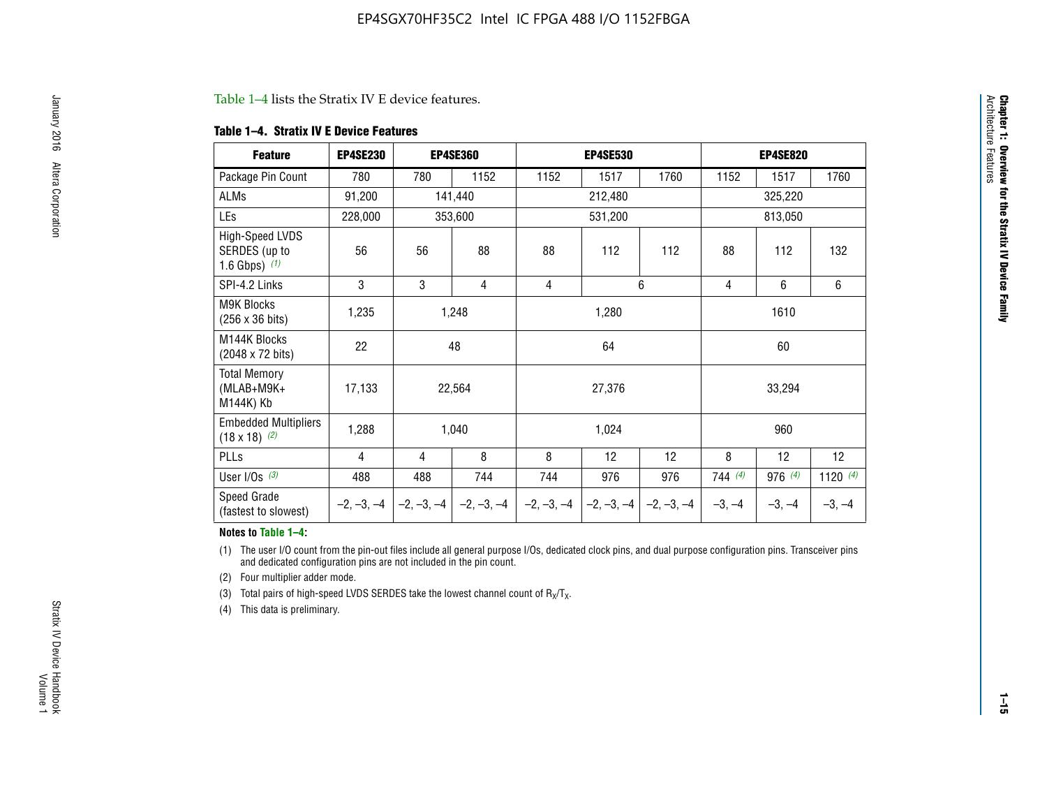Table 1–4 lists the Stratix IV E device features.

**Table 1–4. Stratix IV E Device Features**

| Feature | EP4SE230 | EP4SE360 | | EP4SE530 | | | EP4SE820 | | |
|---|---|---|---|---|---|---|---|---|---|
| Package Pin Count | 780 | 780 | 1152 | 1152 | 1517 | 1760 | 1152 | 1517 | 1760 |
| ALMs | 91,200 | 141,440 | | 212,480 | | | 325,220 | | |
| LEs | 228,000 | 353,600 | | 531,200 | | | 813,050 | | |
| High-Speed LVDS SERDES (up to 1.6 Gbps) *(1)* | 56 | 56 | 88 | 88 | 112 | 112 | 88 | 112 | 132 |
| SPI-4.2 Links | 3 | 3 | 4 | 4 | 6 | | 4 | 6 | 6 |
| M9K Blocks (256 x 36 bits) | 1,235 | 1,248 | | 1,280 | | | 1610 | | |
| M144K Blocks (2048 x 72 bits) | 22 | 48 | | 64 | | | 60 | | |
| Total Memory (MLAB+M9K+ M144K) Kb | 17,133 | 22,564 | | 27,376 | | | 33,294 | | |
| Embedded Multipliers (18 x 18) *(2)* | 1,288 | 1,040 | | 1,024 | | | 960 | | |
| PLLs | 4 | 4 | 8 | 8 | 12 | 12 | 8 | 12 | 12 |
| User I/Os *(3)* | 488 | 488 | 744 | 744 | 976 | 976 | 744 *(4)* | 976 *(4)* | 1120 *(4)* |
| Speed Grade (fastest to slowest) | –2, –3, –4 | –2, –3, –4 | –2, –3, –4 | –2, –3, –4 | –2, –3, –4 | –2, –3, –4 | –3, –4 | –3, –4 | –3, –4 |

**Notes to Table 1–4:**

(1) The user I/O count from the pin-out files include all general purpose I/Os, dedicated clock pins, and dual purpose configuration pins. Transceiver pins and dedicated configuration pins are not included in the pin count.

(2) Four multiplier adder mode.

(3) Total pairs of high-speed LVDS SERDES take the lowest channel count of $R_X/T_X$.

(4) This data is preliminary.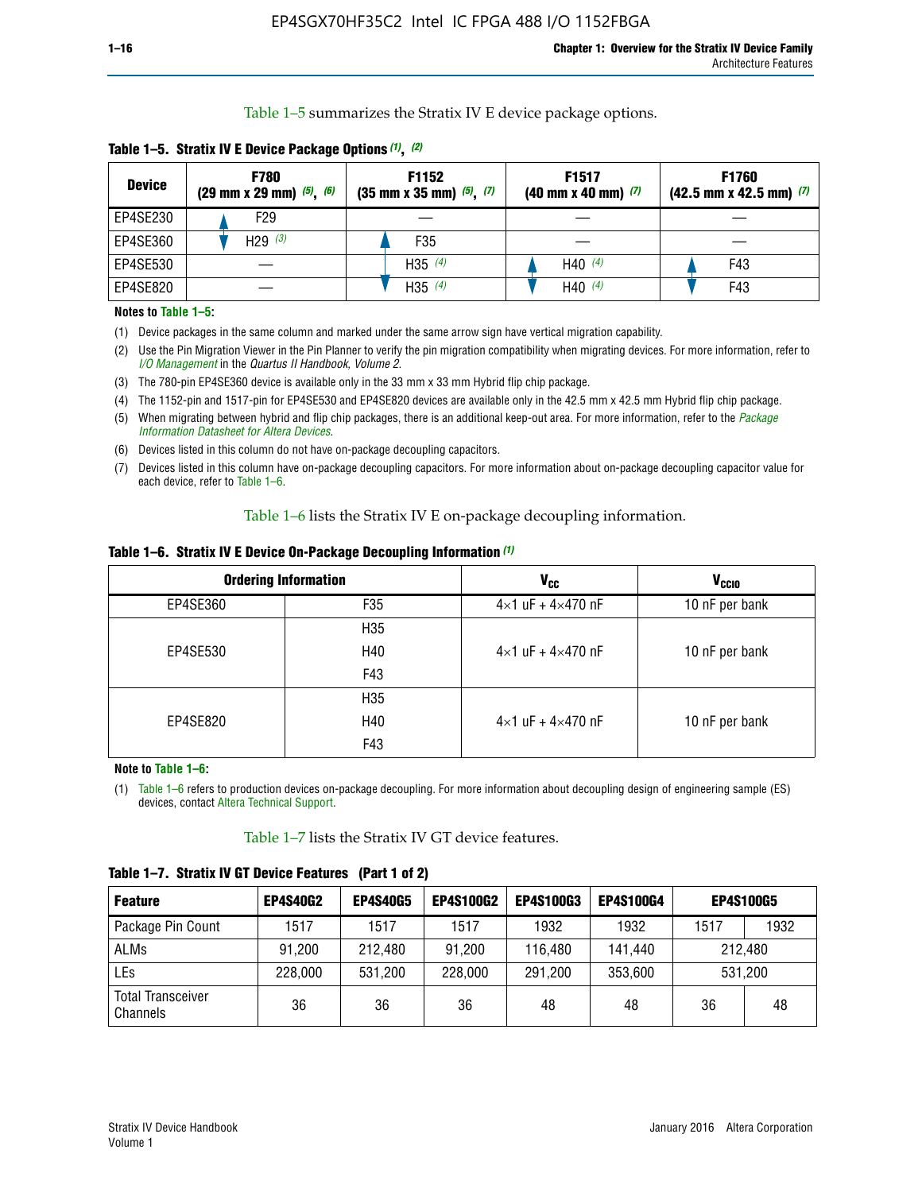Table 1–5 summarizes the Stratix IV E device package options.

**Table 1–5. Stratix IV E Device Package Options (1), (2)**

| Device | F780 (29 mm x 29 mm) (5), (6) | F1152 (35 mm x 35 mm) (5), (7) | F1517 (40 mm x 40 mm) (7) | F1760 (42.5 mm x 42.5 mm) (7) |
|---|---|---|---|---|
| EP4SE230 | F29 | — | — | — |
| EP4SE360 | H29 (3) | F35 | — | — |
| EP4SE530 | — | H35 (4) | H40 (4) | F43 |
| EP4SE820 | — | H35 (4) | H40 (4) | F43 |

**Notes to Table 1–5:**

(1) Device packages in the same column and marked under the same arrow sign have vertical migration capability.

(2) Use the Pin Migration Viewer in the Pin Planner to verify the pin migration compatibility when migrating devices. For more information, refer to *I/O Management* in the *Quartus II Handbook, Volume 2*.

(3) The 780-pin EP4SE360 device is available only in the 33 mm x 33 mm Hybrid flip chip package.

(4) The 1152-pin and 1517-pin for EP4SE530 and EP4SE820 devices are available only in the 42.5 mm x 42.5 mm Hybrid flip chip package.

(5) When migrating between hybrid and flip chip packages, there is an additional keep-out area. For more information, refer to the *Package Information Datasheet for Altera Devices*.

(6) Devices listed in this column do not have on-package decoupling capacitors.

(7) Devices listed in this column have on-package decoupling capacitors. For more information about on-package decoupling capacitor value for each device, refer to Table 1–6.

Table 1–6 lists the Stratix IV E on-package decoupling information.

**Table 1–6. Stratix IV E Device On-Package Decoupling Information (1)**

| Ordering Information | | $V_{CC}$ | $V_{CCIO}$ |
|---|---|---|---|
| EP4SE360 | F35 | 4×1 uF + 4×470 nF | 10 nF per bank |
| EP4SE530 | H35 | 4×1 uF + 4×470 nF | 10 nF per bank |
| | H40 | | |
| | F43 | | |
| EP4SE820 | H35 | 4×1 uF + 4×470 nF | 10 nF per bank |
| | H40 | | |
| | F43 | | |

**Note to Table 1–6:**

(1) Table 1–6 refers to production devices on-package decoupling. For more information about decoupling design of engineering sample (ES) devices, contact Altera Technical Support.

Table 1–7 lists the Stratix IV GT device features.

**Table 1–7. Stratix IV GT Device Features (Part 1 of 2)**

| Feature | EP4S40G2 | EP4S40G5 | EP4S100G2 | EP4S100G3 | EP4S100G4 | EP4S100G5 | |
|---|---|---|---|---|---|---|---|
| Package Pin Count | 1517 | 1517 | 1517 | 1932 | 1932 | 1517 | 1932 |
| ALMs | 91,200 | 212,480 | 91,200 | 116,480 | 141,440 | 212,480 | |
| LEs | 228,000 | 531,200 | 228,000 | 291,200 | 353,600 | 531,200 | |
| Total Transceiver Channels | 36 | 36 | 36 | 48 | 48 | 36 | 48 |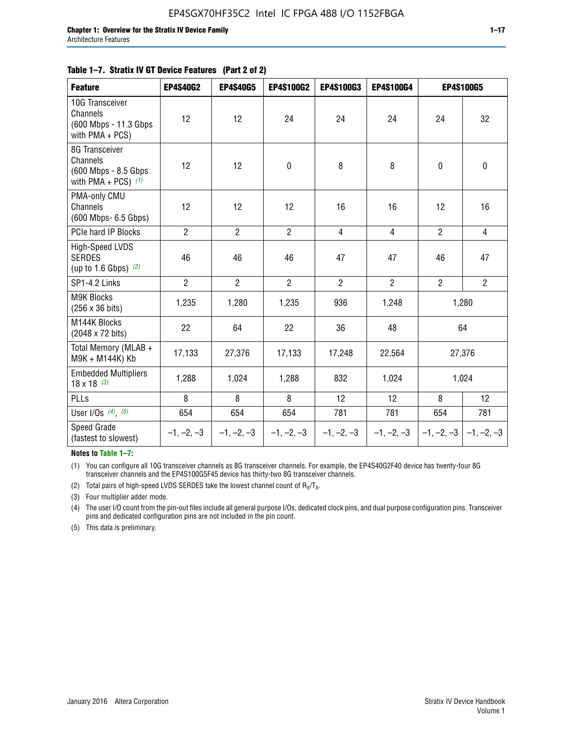**Table 1–7. Stratix IV GT Device Features (Part 2 of 2)**

| Feature | EP4S40G2 | EP4S40G5 | EP4S100G2 | EP4S100G3 | EP4S100G4 | EP4S100G5 | |
|---|---|---|---|---|---|---|---|
| 10G Transceiver Channels (600 Mbps - 11.3 Gbps with PMA + PCS) | 12 | 12 | 24 | 24 | 24 | 24 | 32 |
| 8G Transceiver Channels (600 Mbps - 8.5 Gbps with PMA + PCS) *(1)* | 12 | 12 | 0 | 8 | 8 | 0 | 0 |
| PMA-only CMU Channels (600 Mbps- 6.5 Gbps) | 12 | 12 | 12 | 16 | 16 | 12 | 16 |
| PCIe hard IP Blocks | 2 | 2 | 2 | 4 | 4 | 2 | 4 |
| High-Speed LVDS SERDES (up to 1.6 Gbps) *(2)* | 46 | 46 | 46 | 47 | 47 | 46 | 47 |
| SP1-4.2 Links | 2 | 2 | 2 | 2 | 2 | 2 | 2 |
| M9K Blocks (256 x 36 bits) | 1,235 | 1,280 | 1,235 | 936 | 1,248 | 1,280 | |
| M144K Blocks (2048 x 72 bits) | 22 | 64 | 22 | 36 | 48 | 64 | |
| Total Memory (MLAB + M9K + M144K) Kb | 17,133 | 27,376 | 17,133 | 17,248 | 22,564 | 27,376 | |
| Embedded Multipliers 18 x 18 *(3)* | 1,288 | 1,024 | 1,288 | 832 | 1,024 | 1,024 | |
| PLLs | 8 | 8 | 8 | 12 | 12 | 8 | 12 |
| User I/Os *(4)*, *(5)* | 654 | 654 | 654 | 781 | 781 | 654 | 781 |
| Speed Grade (fastest to slowest) | –1, –2, –3 | –1, –2, –3 | –1, –2, –3 | –1, –2, –3 | –1, –2, –3 | –1, –2, –3 | –1, –2, –3 |

**Notes to Table 1–7:**

(1) You can configure all 10G transceiver channels as 8G transceiver channels. For example, the EP4S40G2F40 device has twenty-four 8G transceiver channels and the EP4S100G5F45 device has thirty-two 8G transceiver channels.

(2) Total pairs of high-speed LVDS SERDES take the lowest channel count of $R_X/T_X$.

(3) Four multiplier adder mode.

(4) The user I/O count from the pin-out files include all general purpose I/Os, dedicated clock pins, and dual purpose configuration pins. Transceiver pins and dedicated configuration pins are not included in the pin count.

(5) This data is preliminary.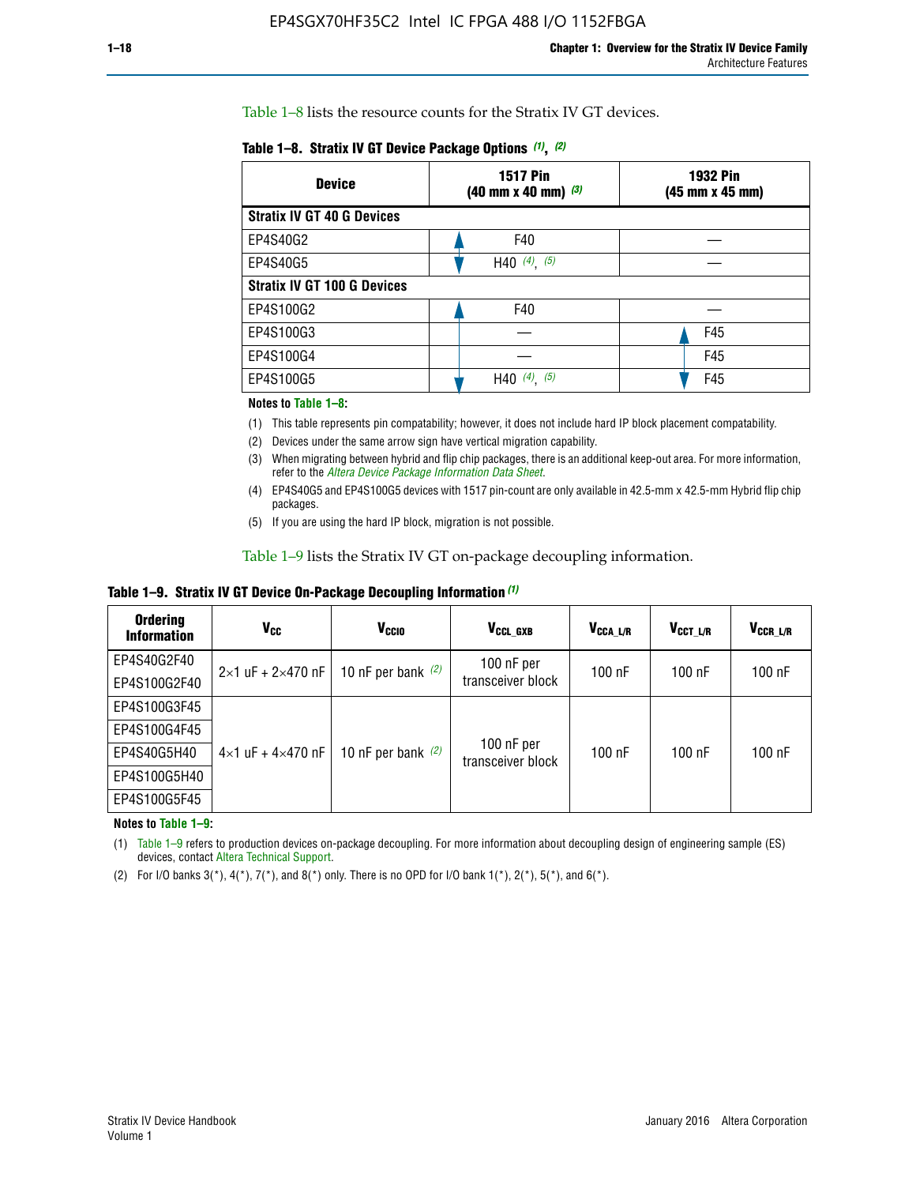Table 1–8 lists the resource counts for the Stratix IV GT devices.

**Table 1–8. Stratix IV GT Device Package Options (1), (2)**

| Device | 1517 Pin (40 mm x 40 mm) (3) | 1932 Pin (45 mm x 45 mm) |
|---|---|---|
| **Stratix IV GT 40 G Devices** | | |
| EP4S40G2 | F40 | — |
| EP4S40G5 | H40 (4), (5) | — |
| **Stratix IV GT 100 G Devices** | | |
| EP4S100G2 | F40 | — |
| EP4S100G3 | — | F45 |
| EP4S100G4 | — | F45 |
| EP4S100G5 | H40 (4), (5) | F45 |

**Notes to Table 1–8:**

(1) This table represents pin compatability; however, it does not include hard IP block placement compatability.

(2) Devices under the same arrow sign have vertical migration capability.

(3) When migrating between hybrid and flip chip packages, there is an additional keep-out area. For more information, refer to the *Altera Device Package Information Data Sheet*.

(4) EP4S40G5 and EP4S100G5 devices with 1517 pin-count are only available in 42.5-mm x 42.5-mm Hybrid flip chip packages.

(5) If you are using the hard IP block, migration is not possible.

Table 1–9 lists the Stratix IV GT on-package decoupling information.

**Table 1–9. Stratix IV GT Device On-Package Decoupling Information (1)**

| Ordering Information | $V_{CC}$ | $V_{CCIO}$ | $V_{CCL\_GXB}$ | $V_{CCA\_L/R}$ | $V_{CCT\_L/R}$ | $V_{CCR\_L/R}$ |
|---|---|---|---|---|---|---|
| EP4S40G2F40 | 2×1 uF + 2×470 nF | 10 nF per bank (2) | 100 nF per transceiver block | 100 nF | 100 nF | 100 nF |
| EP4S100G2F40 | | | | | | |
| EP4S100G3F45 | 4×1 uF + 4×470 nF | 10 nF per bank (2) | 100 nF per transceiver block | 100 nF | 100 nF | 100 nF |
| EP4S100G4F45 | | | | | | |
| EP4S40G5H40 | | | | | | |
| EP4S100G5H40 | | | | | | |
| EP4S100G5F45 | | | | | | |

**Notes to Table 1–9:**

(1) Table 1–9 refers to production devices on-package decoupling. For more information about decoupling design of engineering sample (ES) devices, contact Altera Technical Support.

(2) For I/O banks 3(*), 4(*), 7(*), and 8(*) only. There is no OPD for I/O bank 1(*), 2(*), 5(*), and 6(*).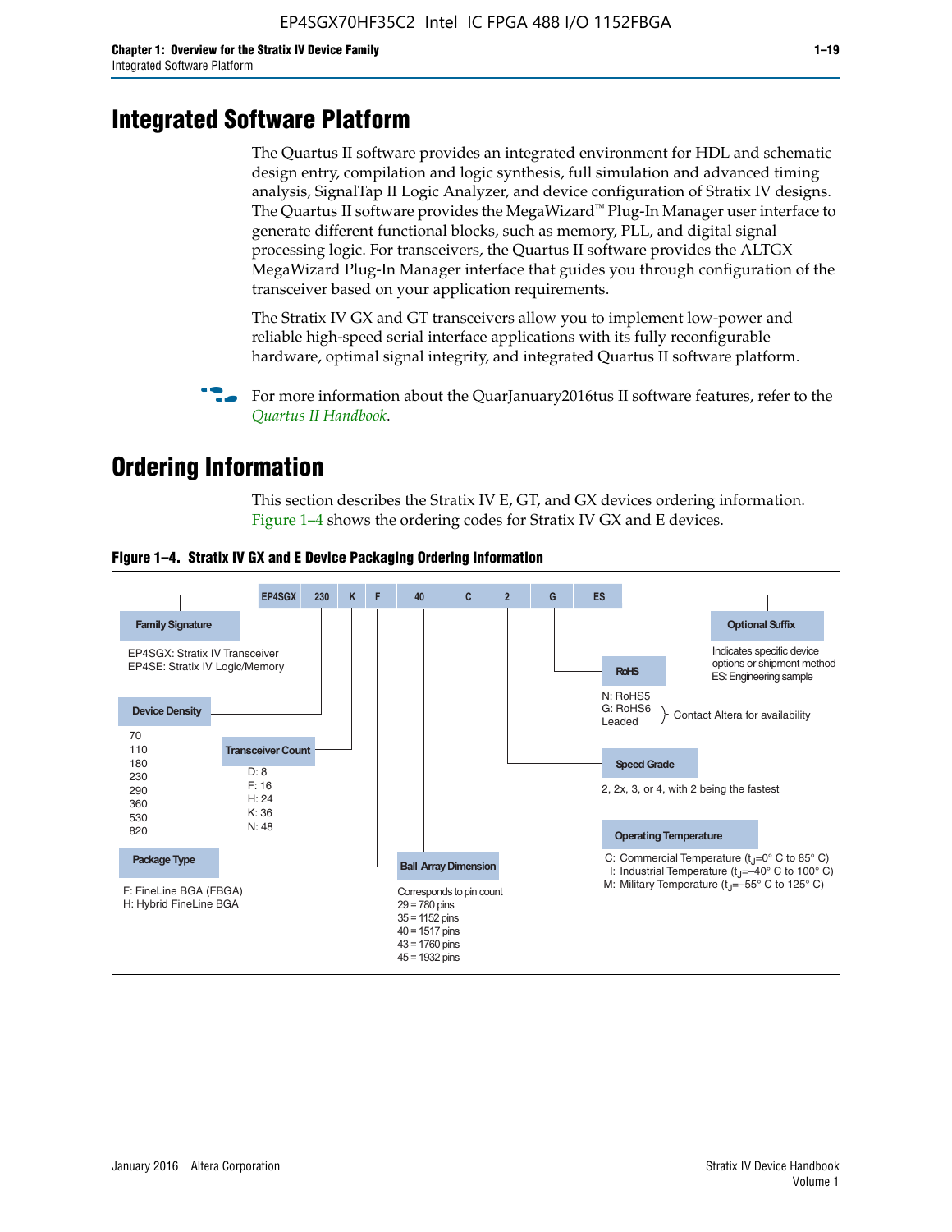# Integrated Software Platform

The Quartus II software provides an integrated environment for HDL and schematic design entry, compilation and logic synthesis, full simulation and advanced timing analysis, SignalTap II Logic Analyzer, and device configuration of Stratix IV designs. The Quartus II software provides the MegaWizard™ Plug-In Manager user interface to generate different functional blocks, such as memory, PLL, and digital signal processing logic. For transceivers, the Quartus II software provides the ALTGX MegaWizard Plug-In Manager interface that guides you through configuration of the transceiver based on your application requirements.

The Stratix IV GX and GT transceivers allow you to implement low-power and reliable high-speed serial interface applications with its fully reconfigurable hardware, optimal signal integrity, and integrated Quartus II software platform.

For more information about the QuarJanuary2016tus II software features, refer to the *Quartus II Handbook*.

# Ordering Information

This section describes the Stratix IV E, GT, and GX devices ordering information. Figure 1–4 shows the ordering codes for Stratix IV GX and E devices.

**Figure 1–4. Stratix IV GX and E Device Packaging Ordering Information**

EP4SGX 230 K F 40 C 2 G ES

- **Family Signature**
  - EP4SGX: Stratix IV Transceiver
  - EP4SE: Stratix IV Logic/Memory
- **Device Density**: 70, 110, 180, 230, 290, 360, 530, 820
- **Transceiver Count**
  - D: 8
  - F: 16
  - H: 24
  - K: 36
  - N: 48
- **Package Type**
  - F: FineLine BGA (FBGA)
  - H: Hybrid FineLine BGA
- **Ball Array Dimension**: Corresponds to pin count
  - 29 = 780 pins
  - 35 = 1152 pins
  - 40 = 1517 pins
  - 43 = 1760 pins
  - 45 = 1932 pins
- **Operating Temperature**
  - C: Commercial Temperature ($t_J$=0° C to 85° C)
  - I: Industrial Temperature ($t_J$=–40° C to 100° C)
  - M: Military Temperature ($t_J$=–55° C to 125° C)
- **Speed Grade**: 2, 2x, 3, or 4, with 2 being the fastest
- **RoHS**
  - N: RoHS5
  - G: RoHS6
  - Leaded
  - (N, G, Leaded: Contact Altera for availability)
- **Optional Suffix**: Indicates specific device options or shipment method
  - ES: Engineering sample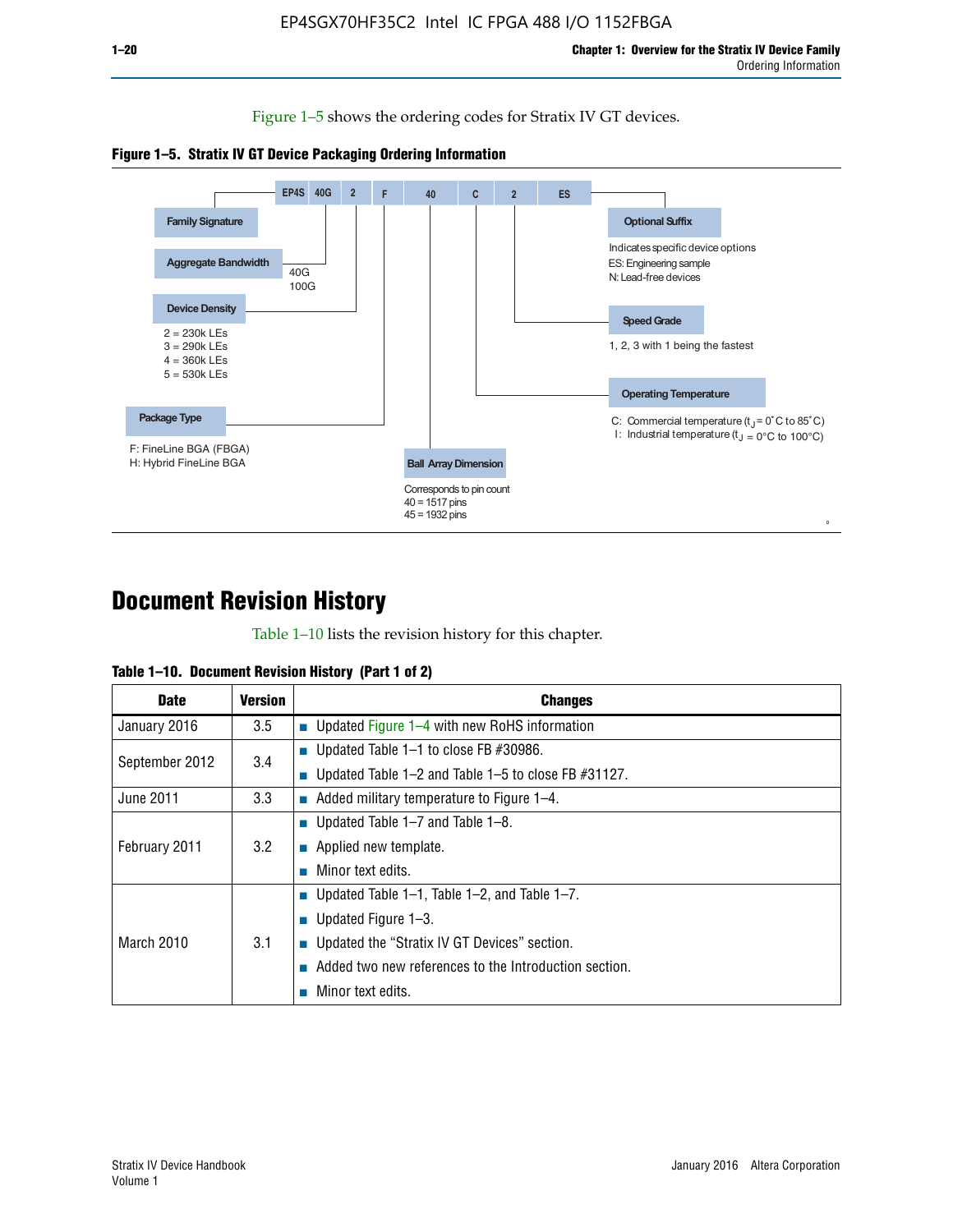Figure 1–5 shows the ordering codes for Stratix IV GT devices.

**Figure 1–5. Stratix IV GT Device Packaging Ordering Information**

EP4S 40G 2 F 40 C 2 ES

- **Family Signature**
- **Aggregate Bandwidth**
  - 40G
  - 100G
- **Device Density**
  - 2 = 230k LEs
  - 3 = 290k LEs
  - 4 = 360k LEs
  - 5 = 530k LEs
- **Package Type**
  - F: FineLine BGA (FBGA)
  - H: Hybrid FineLine BGA
- **Ball Array Dimension**
  - Corresponds to pin count
  - 40 = 1517 pins
  - 45 = 1932 pins
- **Operating Temperature**
  - C: Commercial temperature ($t_J$ = 0°C to 85°C)
  - I: Industrial temperature ($t_J$ = 0°C to 100°C)
- **Speed Grade**
  - 1, 2, 3 with 1 being the fastest
- **Optional Suffix**
  - Indicates specific device options
  - ES: Engineering sample
  - N: Lead-free devices

# Document Revision History

Table 1–10 lists the revision history for this chapter.

**Table 1–10. Document Revision History (Part 1 of 2)**

| Date | Version | Changes |
|---|---|---|
| January 2016 | 3.5 | ■ Updated Figure 1–4 with new RoHS information |
| September 2012 | 3.4 | ■ Updated Table 1–1 to close FB #30986.<br>■ Updated Table 1–2 and Table 1–5 to close FB #31127. |
| June 2011 | 3.3 | ■ Added military temperature to Figure 1–4. |
| February 2011 | 3.2 | ■ Updated Table 1–7 and Table 1–8.<br>■ Applied new template.<br>■ Minor text edits. |
| March 2010 | 3.1 | ■ Updated Table 1–1, Table 1–2, and Table 1–7.<br>■ Updated Figure 1–3.<br>■ Updated the “Stratix IV GT Devices” section.<br>■ Added two new references to the Introduction section.<br>■ Minor text edits. |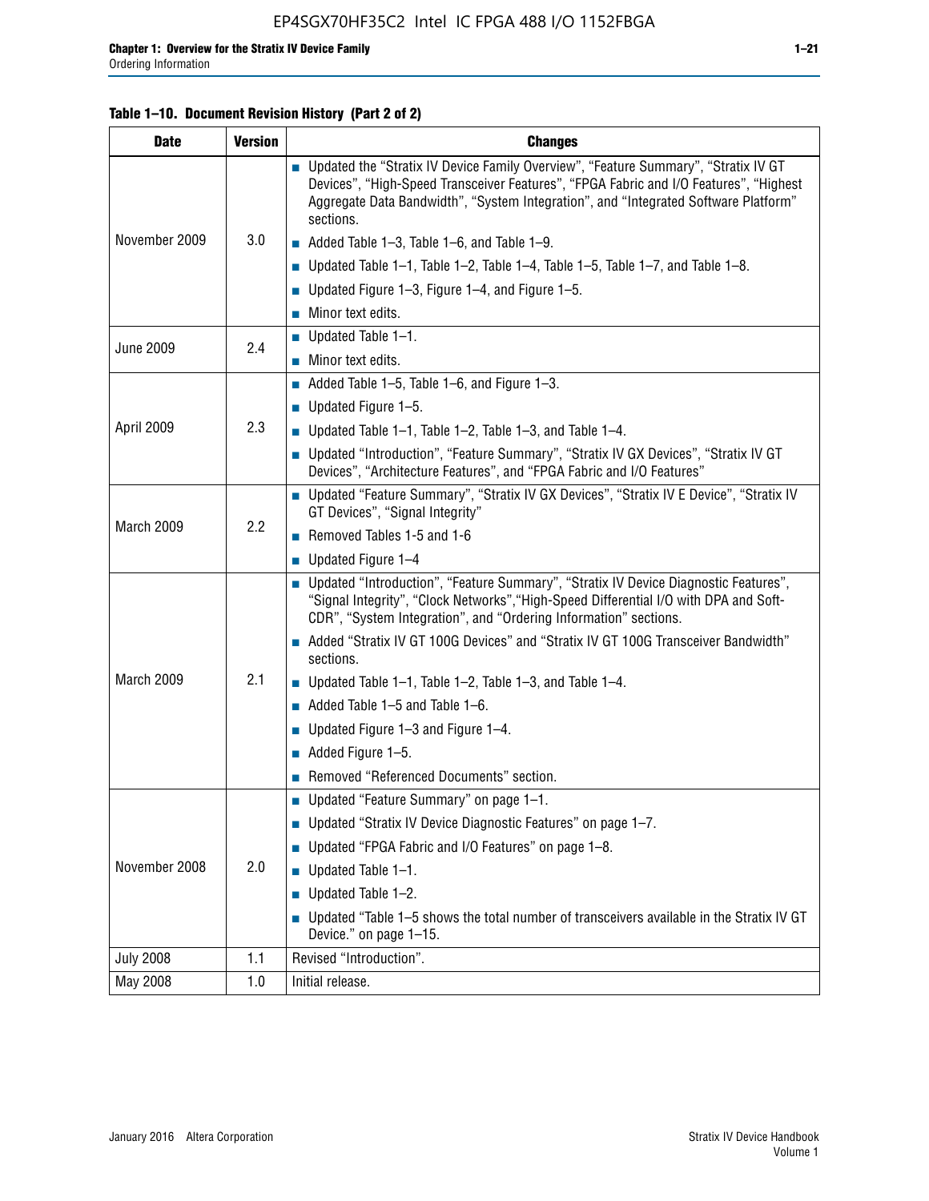**Table 1–10. Document Revision History (Part 2 of 2)**

| Date | Version | Changes |
|---|---|---|
| November 2009 | 3.0 | ■ Updated the “Stratix IV Device Family Overview”, “Feature Summary”, “Stratix IV GT Devices”, “High-Speed Transceiver Features”, “FPGA Fabric and I/O Features”, “Highest Aggregate Data Bandwidth”, “System Integration”, and “Integrated Software Platform” sections.<br>■ Added Table 1–3, Table 1–6, and Table 1–9.<br>■ Updated Table 1–1, Table 1–2, Table 1–4, Table 1–5, Table 1–7, and Table 1–8.<br>■ Updated Figure 1–3, Figure 1–4, and Figure 1–5.<br>■ Minor text edits. |
| June 2009 | 2.4 | ■ Updated Table 1–1.<br>■ Minor text edits. |
| April 2009 | 2.3 | ■ Added Table 1–5, Table 1–6, and Figure 1–3.<br>■ Updated Figure 1–5.<br>■ Updated Table 1–1, Table 1–2, Table 1–3, and Table 1–4.<br>■ Updated “Introduction”, “Feature Summary”, “Stratix IV GX Devices”, “Stratix IV GT Devices”, “Architecture Features”, and “FPGA Fabric and I/O Features” |
| March 2009 | 2.2 | ■ Updated “Feature Summary”, “Stratix IV GX Devices”, “Stratix IV E Device”, “Stratix IV GT Devices”, “Signal Integrity”<br>■ Removed Tables 1-5 and 1-6<br>■ Updated Figure 1–4 |
| March 2009 | 2.1 | ■ Updated “Introduction”, “Feature Summary”, “Stratix IV Device Diagnostic Features”, “Signal Integrity”, “Clock Networks”,“High-Speed Differential I/O with DPA and Soft-CDR”, “System Integration”, and “Ordering Information” sections.<br>■ Added “Stratix IV GT 100G Devices” and “Stratix IV GT 100G Transceiver Bandwidth” sections.<br>■ Updated Table 1–1, Table 1–2, Table 1–3, and Table 1–4.<br>■ Added Table 1–5 and Table 1–6.<br>■ Updated Figure 1–3 and Figure 1–4.<br>■ Added Figure 1–5.<br>■ Removed “Referenced Documents” section. |
| November 2008 | 2.0 | ■ Updated “Feature Summary” on page 1–1.<br>■ Updated “Stratix IV Device Diagnostic Features” on page 1–7.<br>■ Updated “FPGA Fabric and I/O Features” on page 1–8.<br>■ Updated Table 1–1.<br>■ Updated Table 1–2.<br>■ Updated “Table 1–5 shows the total number of transceivers available in the Stratix IV GT Device.” on page 1–15. |
| July 2008 | 1.1 | Revised “Introduction”. |
| May 2008 | 1.0 | Initial release. |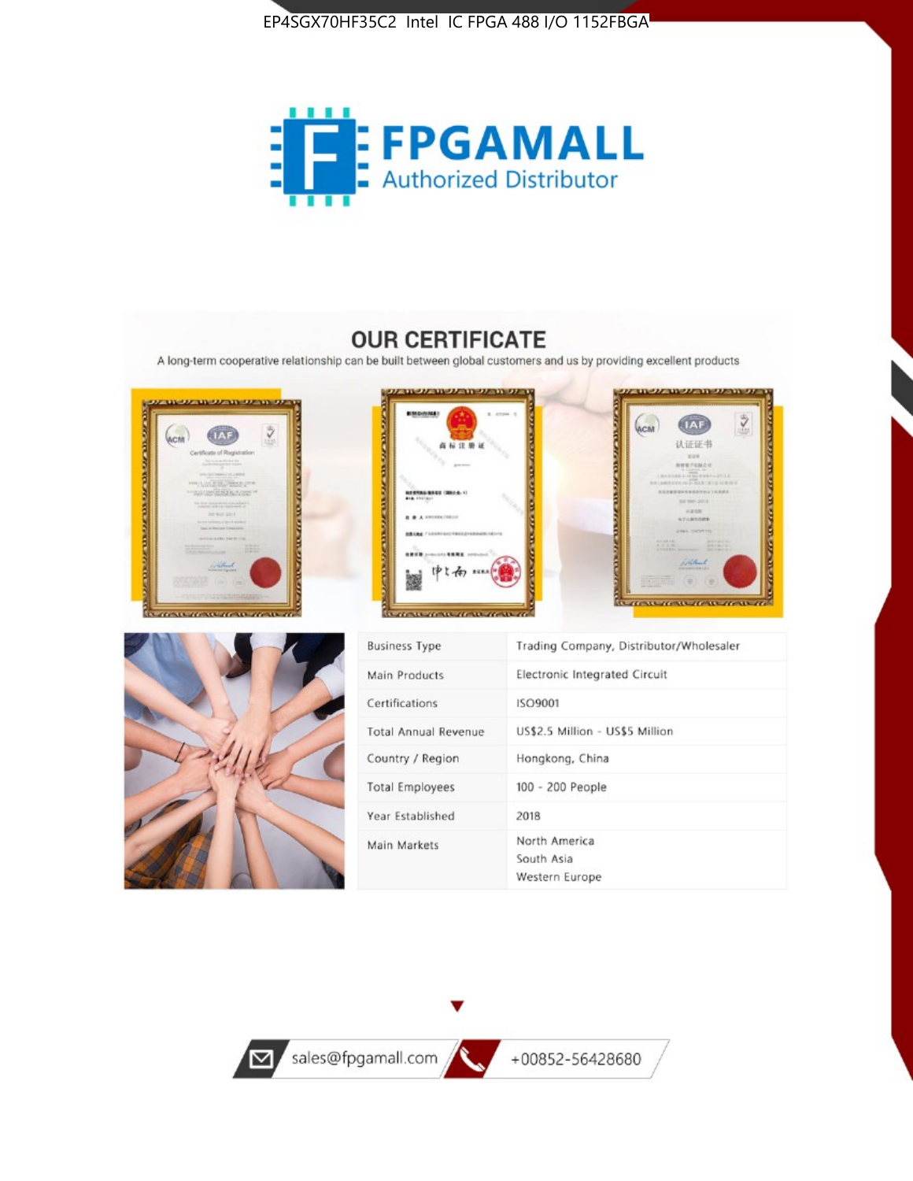FPGAMALL
Authorized Distributor

## OUR CERTIFICATE

A long-term cooperative relationship can be built between global customers and us by providing excellent products

| | |
|---|---|
| Business Type | Trading Company, Distributor/Wholesaler |
| Main Products | Electronic Integrated Circuit |
| Certifications | ISO9001 |
| Total Annual Revenue | US$2.5 Million - US$5 Million |
| Country / Region | Hongkong, China |
| Total Employees | 100 - 200 People |
| Year Established | 2018 |
| Main Markets | North America<br>South Asia<br>Western Europe |

sales@fpgamall.com +00852-56428680